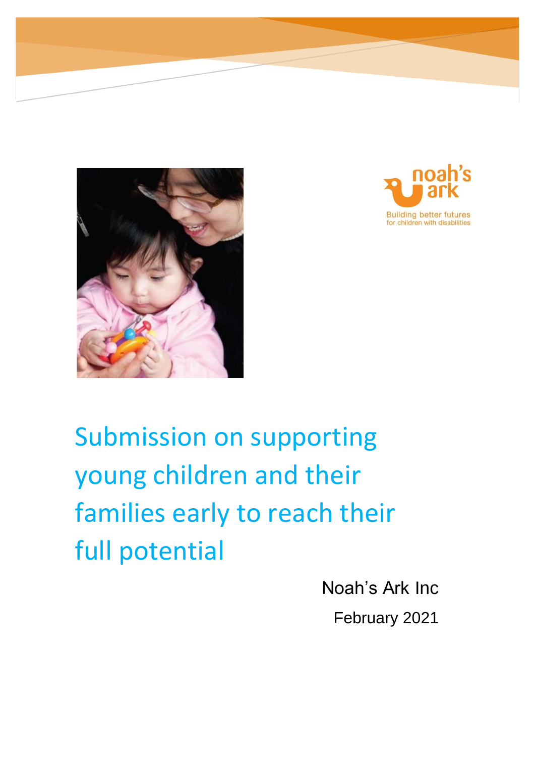noah's ark

Building better futures for children with disabilities

# Submission on supporting young children and their families early to reach their full potential

Noah's Ark Inc

February 2021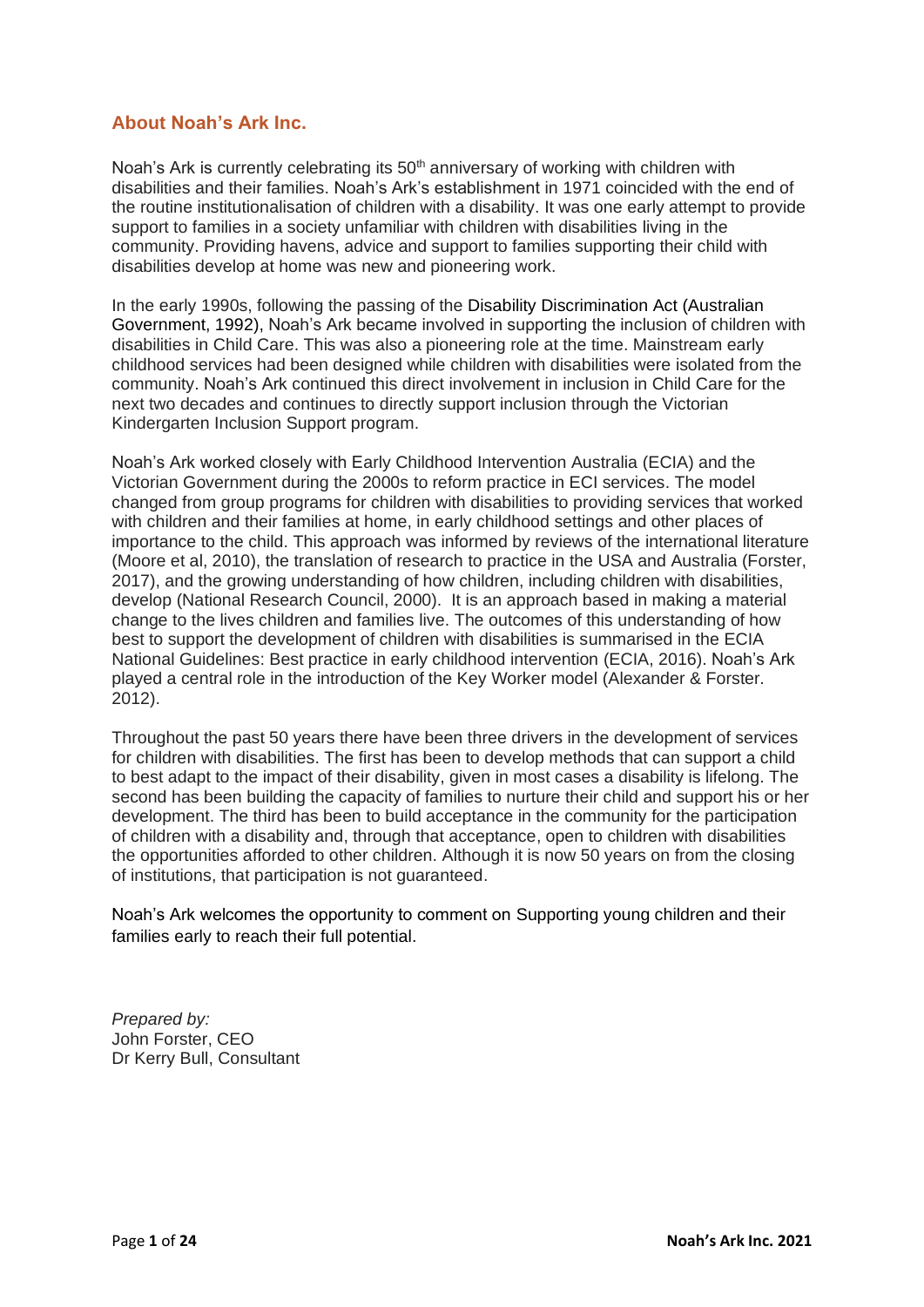## About Noah's Ark Inc.

Noah's Ark is currently celebrating its 50th anniversary of working with children with disabilities and their families. Noah's Ark's establishment in 1971 coincided with the end of the routine institutionalisation of children with a disability. It was one early attempt to provide support to families in a society unfamiliar with children with disabilities living in the community. Providing havens, advice and support to families supporting their child with disabilities develop at home was new and pioneering work.

In the early 1990s, following the passing of the Disability Discrimination Act (Australian Government, 1992), Noah's Ark became involved in supporting the inclusion of children with disabilities in Child Care. This was also a pioneering role at the time. Mainstream early childhood services had been designed while children with disabilities were isolated from the community. Noah's Ark continued this direct involvement in inclusion in Child Care for the next two decades and continues to directly support inclusion through the Victorian Kindergarten Inclusion Support program.

Noah's Ark worked closely with Early Childhood Intervention Australia (ECIA) and the Victorian Government during the 2000s to reform practice in ECI services. The model changed from group programs for children with disabilities to providing services that worked with children and their families at home, in early childhood settings and other places of importance to the child. This approach was informed by reviews of the international literature (Moore et al, 2010), the translation of research to practice in the USA and Australia (Forster, 2017), and the growing understanding of how children, including children with disabilities, develop (National Research Council, 2000). It is an approach based in making a material change to the lives children and families live. The outcomes of this understanding of how best to support the development of children with disabilities is summarised in the ECIA National Guidelines: Best practice in early childhood intervention (ECIA, 2016). Noah's Ark played a central role in the introduction of the Key Worker model (Alexander & Forster. 2012).

Throughout the past 50 years there have been three drivers in the development of services for children with disabilities. The first has been to develop methods that can support a child to best adapt to the impact of their disability, given in most cases a disability is lifelong. The second has been building the capacity of families to nurture their child and support his or her development. The third has been to build acceptance in the community for the participation of children with a disability and, through that acceptance, open to children with disabilities the opportunities afforded to other children. Although it is now 50 years on from the closing of institutions, that participation is not guaranteed.

Noah's Ark welcomes the opportunity to comment on Supporting young children and their families early to reach their full potential.

*Prepared by:*
John Forster, CEO
Dr Kerry Bull, Consultant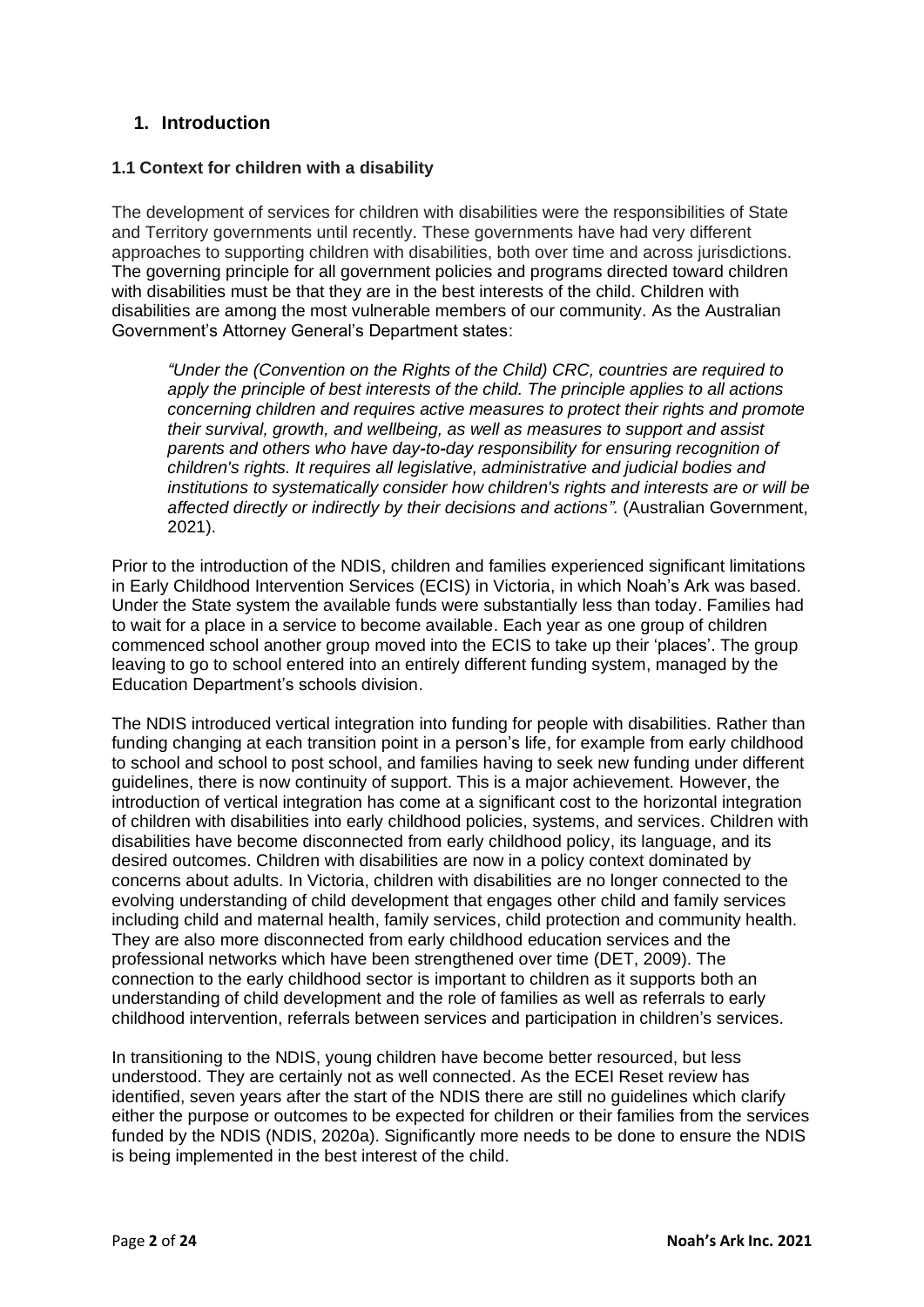## 1. Introduction

### 1.1 Context for children with a disability

The development of services for children with disabilities were the responsibilities of State and Territory governments until recently. These governments have had very different approaches to supporting children with disabilities, both over time and across jurisdictions. The governing principle for all government policies and programs directed toward children with disabilities must be that they are in the best interests of the child. Children with disabilities are among the most vulnerable members of our community. As the Australian Government's Attorney General's Department states:

> *"Under the (Convention on the Rights of the Child) CRC, countries are required to apply the principle of best interests of the child. The principle applies to all actions concerning children and requires active measures to protect their rights and promote their survival, growth, and wellbeing, as well as measures to support and assist parents and others who have day-to-day responsibility for ensuring recognition of children's rights. It requires all legislative, administrative and judicial bodies and institutions to systematically consider how children's rights and interests are or will be affected directly or indirectly by their decisions and actions".* (Australian Government, 2021).

Prior to the introduction of the NDIS, children and families experienced significant limitations in Early Childhood Intervention Services (ECIS) in Victoria, in which Noah's Ark was based. Under the State system the available funds were substantially less than today. Families had to wait for a place in a service to become available. Each year as one group of children commenced school another group moved into the ECIS to take up their 'places'. The group leaving to go to school entered into an entirely different funding system, managed by the Education Department's schools division.

The NDIS introduced vertical integration into funding for people with disabilities. Rather than funding changing at each transition point in a person's life, for example from early childhood to school and school to post school, and families having to seek new funding under different guidelines, there is now continuity of support. This is a major achievement. However, the introduction of vertical integration has come at a significant cost to the horizontal integration of children with disabilities into early childhood policies, systems, and services. Children with disabilities have become disconnected from early childhood policy, its language, and its desired outcomes. Children with disabilities are now in a policy context dominated by concerns about adults. In Victoria, children with disabilities are no longer connected to the evolving understanding of child development that engages other child and family services including child and maternal health, family services, child protection and community health. They are also more disconnected from early childhood education services and the professional networks which have been strengthened over time (DET, 2009). The connection to the early childhood sector is important to children as it supports both an understanding of child development and the role of families as well as referrals to early childhood intervention, referrals between services and participation in children's services.

In transitioning to the NDIS, young children have become better resourced, but less understood. They are certainly not as well connected. As the ECEI Reset review has identified, seven years after the start of the NDIS there are still no guidelines which clarify either the purpose or outcomes to be expected for children or their families from the services funded by the NDIS (NDIS, 2020a). Significantly more needs to be done to ensure the NDIS is being implemented in the best interest of the child.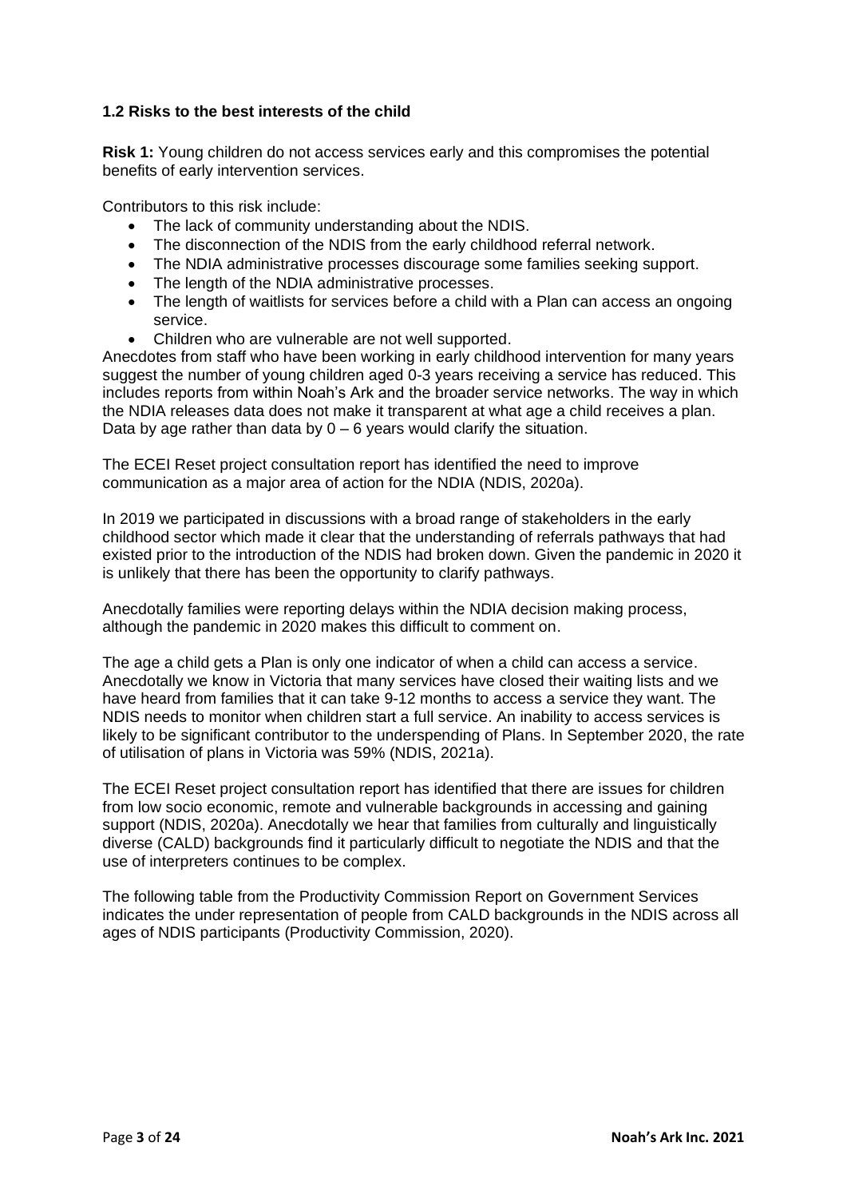### 1.2 Risks to the best interests of the child

**Risk 1:** Young children do not access services early and this compromises the potential benefits of early intervention services.

Contributors to this risk include:

- The lack of community understanding about the NDIS.
- The disconnection of the NDIS from the early childhood referral network.
- The NDIA administrative processes discourage some families seeking support.
- The length of the NDIA administrative processes.
- The length of waitlists for services before a child with a Plan can access an ongoing service.
- Children who are vulnerable are not well supported.

Anecdotes from staff who have been working in early childhood intervention for many years suggest the number of young children aged 0-3 years receiving a service has reduced. This includes reports from within Noah's Ark and the broader service networks. The way in which the NDIA releases data does not make it transparent at what age a child receives a plan. Data by age rather than data by 0 – 6 years would clarify the situation.

The ECEI Reset project consultation report has identified the need to improve communication as a major area of action for the NDIA (NDIS, 2020a).

In 2019 we participated in discussions with a broad range of stakeholders in the early childhood sector which made it clear that the understanding of referrals pathways that had existed prior to the introduction of the NDIS had broken down. Given the pandemic in 2020 it is unlikely that there has been the opportunity to clarify pathways.

Anecdotally families were reporting delays within the NDIA decision making process, although the pandemic in 2020 makes this difficult to comment on.

The age a child gets a Plan is only one indicator of when a child can access a service. Anecdotally we know in Victoria that many services have closed their waiting lists and we have heard from families that it can take 9-12 months to access a service they want. The NDIS needs to monitor when children start a full service. An inability to access services is likely to be significant contributor to the underspending of Plans. In September 2020, the rate of utilisation of plans in Victoria was 59% (NDIS, 2021a).

The ECEI Reset project consultation report has identified that there are issues for children from low socio economic, remote and vulnerable backgrounds in accessing and gaining support (NDIS, 2020a). Anecdotally we hear that families from culturally and linguistically diverse (CALD) backgrounds find it particularly difficult to negotiate the NDIS and that the use of interpreters continues to be complex.

The following table from the Productivity Commission Report on Government Services indicates the under representation of people from CALD backgrounds in the NDIS across all ages of NDIS participants (Productivity Commission, 2020).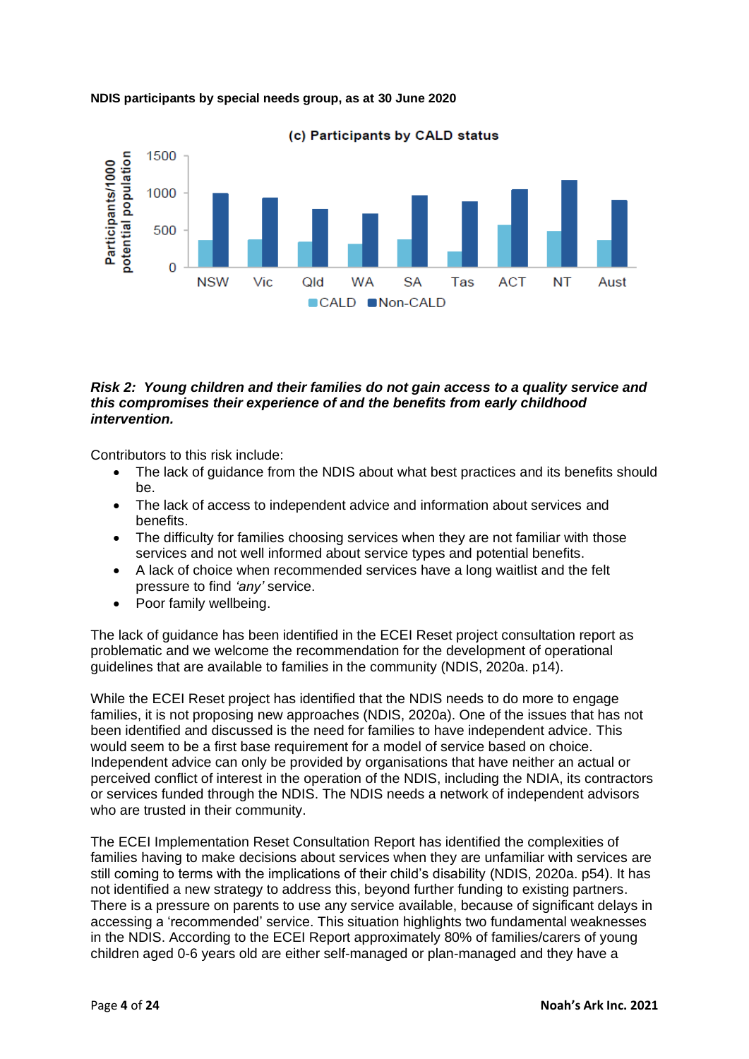**NDIS participants by special needs group, as at 30 June 2020**

(c) Participants by CALD status

Participants/1000 potential population

| | NSW | Vic | Qld | WA | SA | Tas | ACT | NT | Aust |
|---|---|---|---|---|---|---|---|---|---|
| CALD | | | | | | | | | |
| Non-CALD | | | | | | | | | |

***Risk 2: Young children and their families do not gain access to a quality service and this compromises their experience of and the benefits from early childhood intervention.***

Contributors to this risk include:

- The lack of guidance from the NDIS about what best practices and its benefits should be.
- The lack of access to independent advice and information about services and benefits.
- The difficulty for families choosing services when they are not familiar with those services and not well informed about service types and potential benefits.
- A lack of choice when recommended services have a long waitlist and the felt pressure to find *'any'* service.
- Poor family wellbeing.

The lack of guidance has been identified in the ECEI Reset project consultation report as problematic and we welcome the recommendation for the development of operational guidelines that are available to families in the community (NDIS, 2020a. p14).

While the ECEI Reset project has identified that the NDIS needs to do more to engage families, it is not proposing new approaches (NDIS, 2020a). One of the issues that has not been identified and discussed is the need for families to have independent advice. This would seem to be a first base requirement for a model of service based on choice. Independent advice can only be provided by organisations that have neither an actual or perceived conflict of interest in the operation of the NDIS, including the NDIA, its contractors or services funded through the NDIS. The NDIS needs a network of independent advisors who are trusted in their community.

The ECEI Implementation Reset Consultation Report has identified the complexities of families having to make decisions about services when they are unfamiliar with services are still coming to terms with the implications of their child's disability (NDIS, 2020a. p54). It has not identified a new strategy to address this, beyond further funding to existing partners. There is a pressure on parents to use any service available, because of significant delays in accessing a 'recommended' service. This situation highlights two fundamental weaknesses in the NDIS. According to the ECEI Report approximately 80% of families/carers of young children aged 0-6 years old are either self-managed or plan-managed and they have a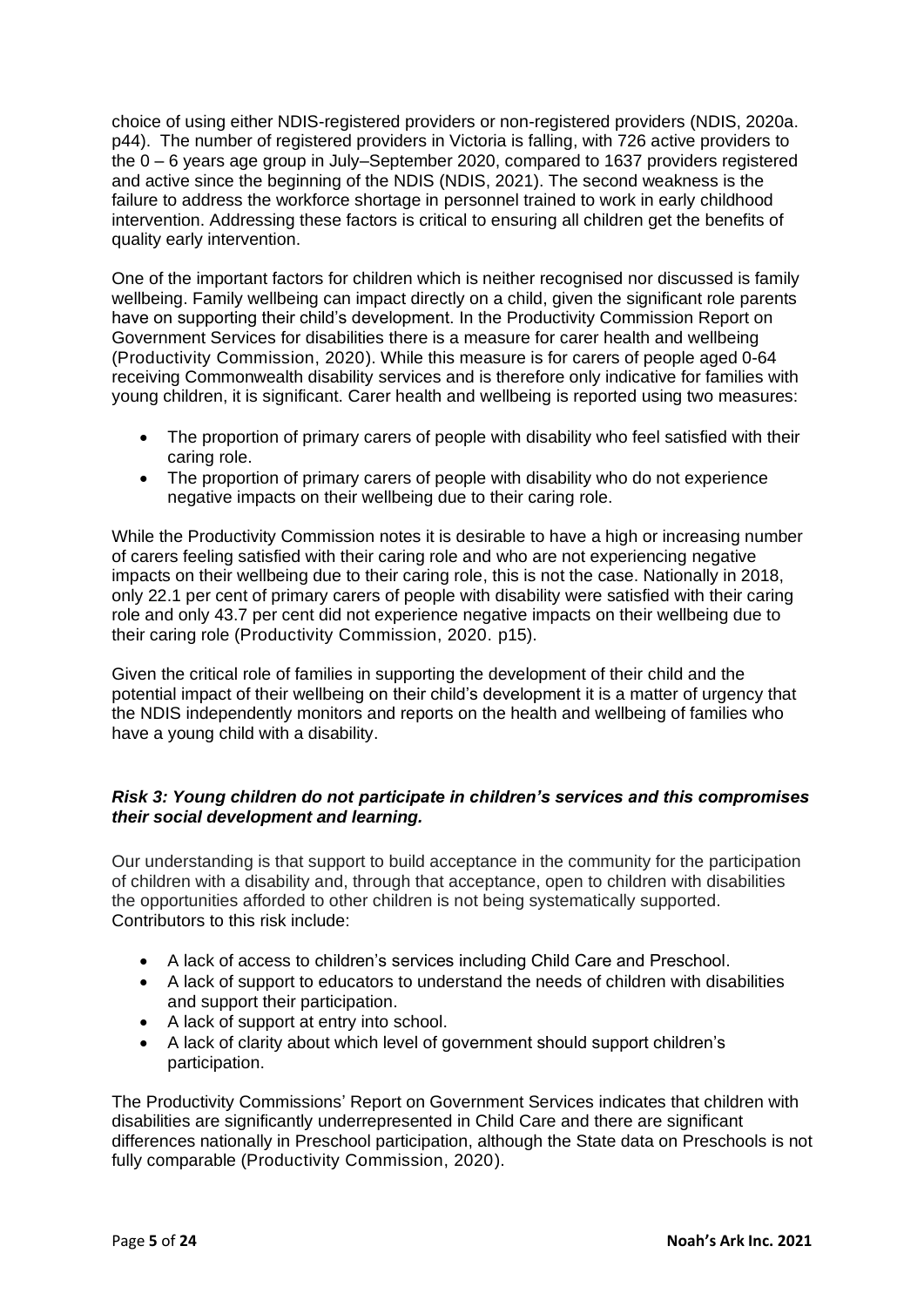choice of using either NDIS-registered providers or non-registered providers (NDIS, 2020a. p44). The number of registered providers in Victoria is falling, with 726 active providers to the 0 – 6 years age group in July–September 2020, compared to 1637 providers registered and active since the beginning of the NDIS (NDIS, 2021). The second weakness is the failure to address the workforce shortage in personnel trained to work in early childhood intervention. Addressing these factors is critical to ensuring all children get the benefits of quality early intervention.

One of the important factors for children which is neither recognised nor discussed is family wellbeing. Family wellbeing can impact directly on a child, given the significant role parents have on supporting their child's development. In the Productivity Commission Report on Government Services for disabilities there is a measure for carer health and wellbeing (Productivity Commission, 2020). While this measure is for carers of people aged 0-64 receiving Commonwealth disability services and is therefore only indicative for families with young children, it is significant. Carer health and wellbeing is reported using two measures:

- The proportion of primary carers of people with disability who feel satisfied with their caring role.
- The proportion of primary carers of people with disability who do not experience negative impacts on their wellbeing due to their caring role.

While the Productivity Commission notes it is desirable to have a high or increasing number of carers feeling satisfied with their caring role and who are not experiencing negative impacts on their wellbeing due to their caring role, this is not the case. Nationally in 2018, only 22.1 per cent of primary carers of people with disability were satisfied with their caring role and only 43.7 per cent did not experience negative impacts on their wellbeing due to their caring role (Productivity Commission, 2020. p15).

Given the critical role of families in supporting the development of their child and the potential impact of their wellbeing on their child's development it is a matter of urgency that the NDIS independently monitors and reports on the health and wellbeing of families who have a young child with a disability.

### *Risk 3: Young children do not participate in children's services and this compromises their social development and learning.*

Our understanding is that support to build acceptance in the community for the participation of children with a disability and, through that acceptance, open to children with disabilities the opportunities afforded to other children is not being systematically supported. Contributors to this risk include:

- A lack of access to children's services including Child Care and Preschool.
- A lack of support to educators to understand the needs of children with disabilities and support their participation.
- A lack of support at entry into school.
- A lack of clarity about which level of government should support children's participation.

The Productivity Commissions' Report on Government Services indicates that children with disabilities are significantly underrepresented in Child Care and there are significant differences nationally in Preschool participation, although the State data on Preschools is not fully comparable (Productivity Commission, 2020).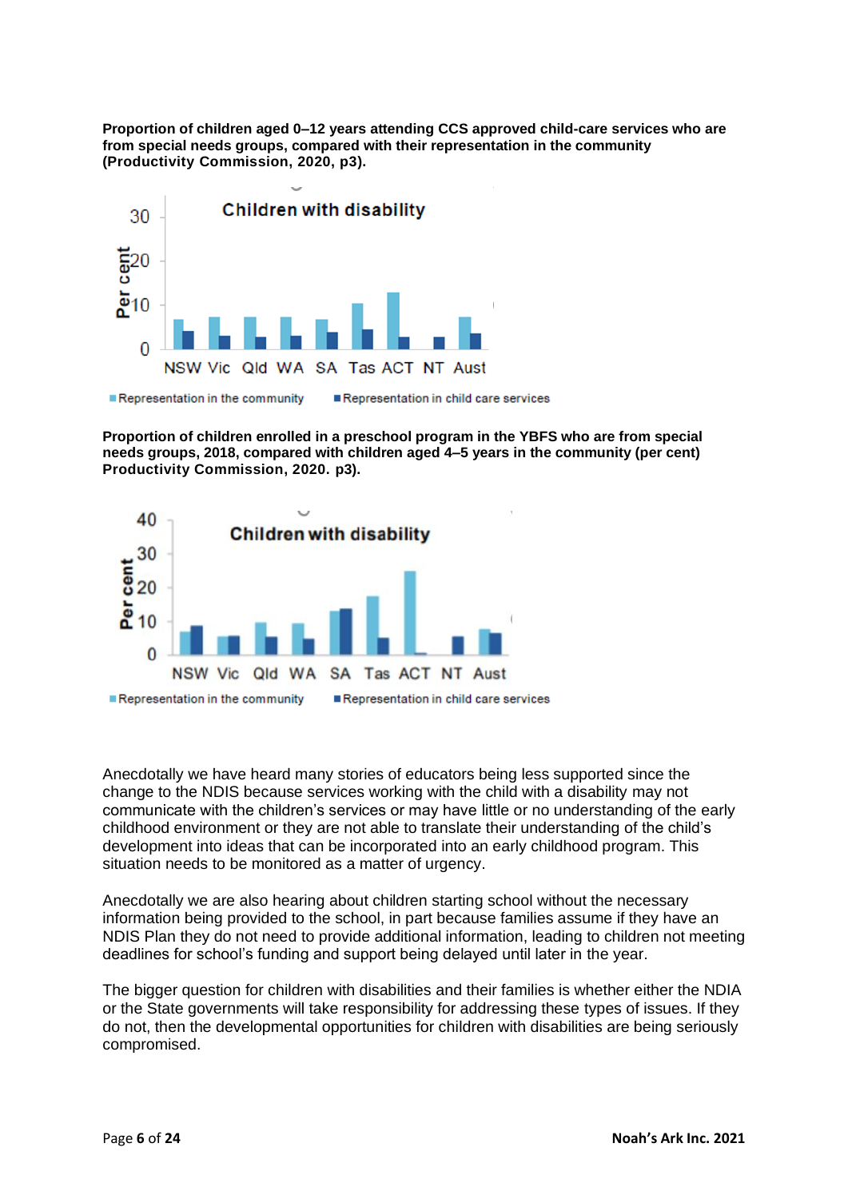**Proportion of children aged 0–12 years attending CCS approved child-care services who are from special needs groups, compared with their representation in the community (Productivity Commission, 2020, p3).**

**Proportion of children enrolled in a preschool program in the YBFS who are from special needs groups, 2018, compared with children aged 4–5 years in the community (per cent) Productivity Commission, 2020. p3).**

Anecdotally we have heard many stories of educators being less supported since the change to the NDIS because services working with the child with a disability may not communicate with the children's services or may have little or no understanding of the early childhood environment or they are not able to translate their understanding of the child's development into ideas that can be incorporated into an early childhood program. This situation needs to be monitored as a matter of urgency.

Anecdotally we are also hearing about children starting school without the necessary information being provided to the school, in part because families assume if they have an NDIS Plan they do not need to provide additional information, leading to children not meeting deadlines for school's funding and support being delayed until later in the year.

The bigger question for children with disabilities and their families is whether either the NDIA or the State governments will take responsibility for addressing these types of issues. If they do not, then the developmental opportunities for children with disabilities are being seriously compromised.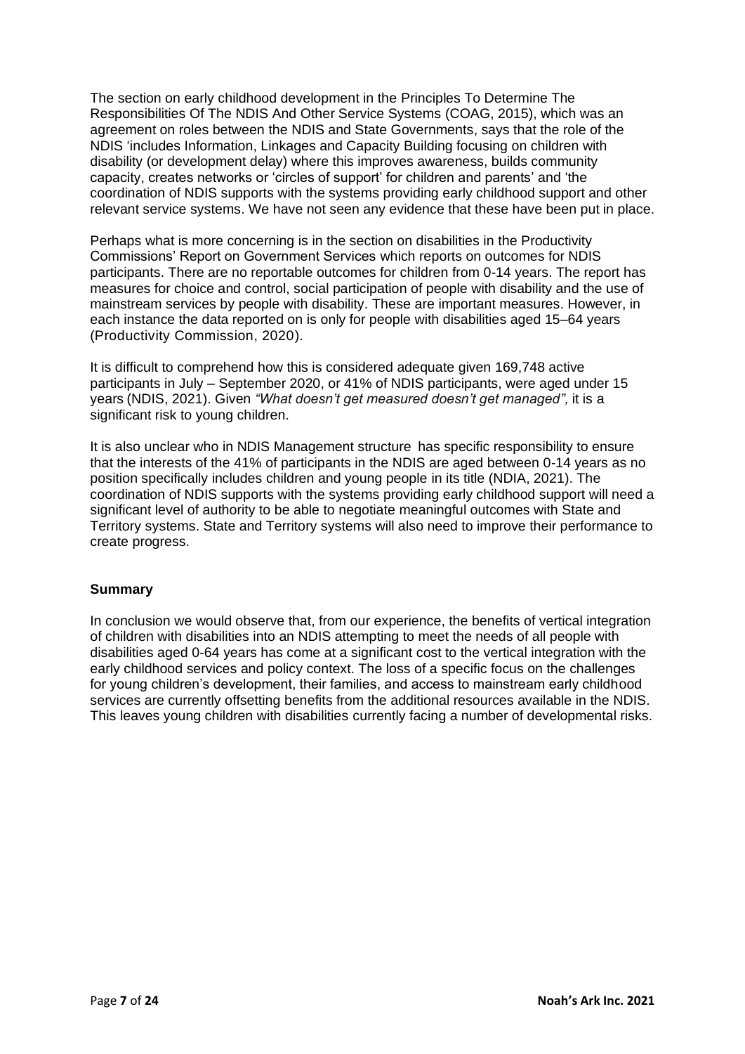The section on early childhood development in the Principles To Determine The Responsibilities Of The NDIS And Other Service Systems (COAG, 2015), which was an agreement on roles between the NDIS and State Governments, says that the role of the NDIS 'includes Information, Linkages and Capacity Building focusing on children with disability (or development delay) where this improves awareness, builds community capacity, creates networks or 'circles of support' for children and parents' and 'the coordination of NDIS supports with the systems providing early childhood support and other relevant service systems. We have not seen any evidence that these have been put in place.

Perhaps what is more concerning is in the section on disabilities in the Productivity Commissions' Report on Government Services which reports on outcomes for NDIS participants. There are no reportable outcomes for children from 0-14 years. The report has measures for choice and control, social participation of people with disability and the use of mainstream services by people with disability. These are important measures. However, in each instance the data reported on is only for people with disabilities aged 15–64 years (Productivity Commission, 2020).

It is difficult to comprehend how this is considered adequate given 169,748 active participants in July – September 2020, or 41% of NDIS participants, were aged under 15 years (NDIS, 2021). Given *"What doesn't get measured doesn't get managed",* it is a significant risk to young children.

It is also unclear who in NDIS Management structure has specific responsibility to ensure that the interests of the 41% of participants in the NDIS are aged between 0-14 years as no position specifically includes children and young people in its title (NDIA, 2021). The coordination of NDIS supports with the systems providing early childhood support will need a significant level of authority to be able to negotiate meaningful outcomes with State and Territory systems. State and Territory systems will also need to improve their performance to create progress.

**Summary**

In conclusion we would observe that, from our experience, the benefits of vertical integration of children with disabilities into an NDIS attempting to meet the needs of all people with disabilities aged 0-64 years has come at a significant cost to the vertical integration with the early childhood services and policy context. The loss of a specific focus on the challenges for young children's development, their families, and access to mainstream early childhood services are currently offsetting benefits from the additional resources available in the NDIS. This leaves young children with disabilities currently facing a number of developmental risks.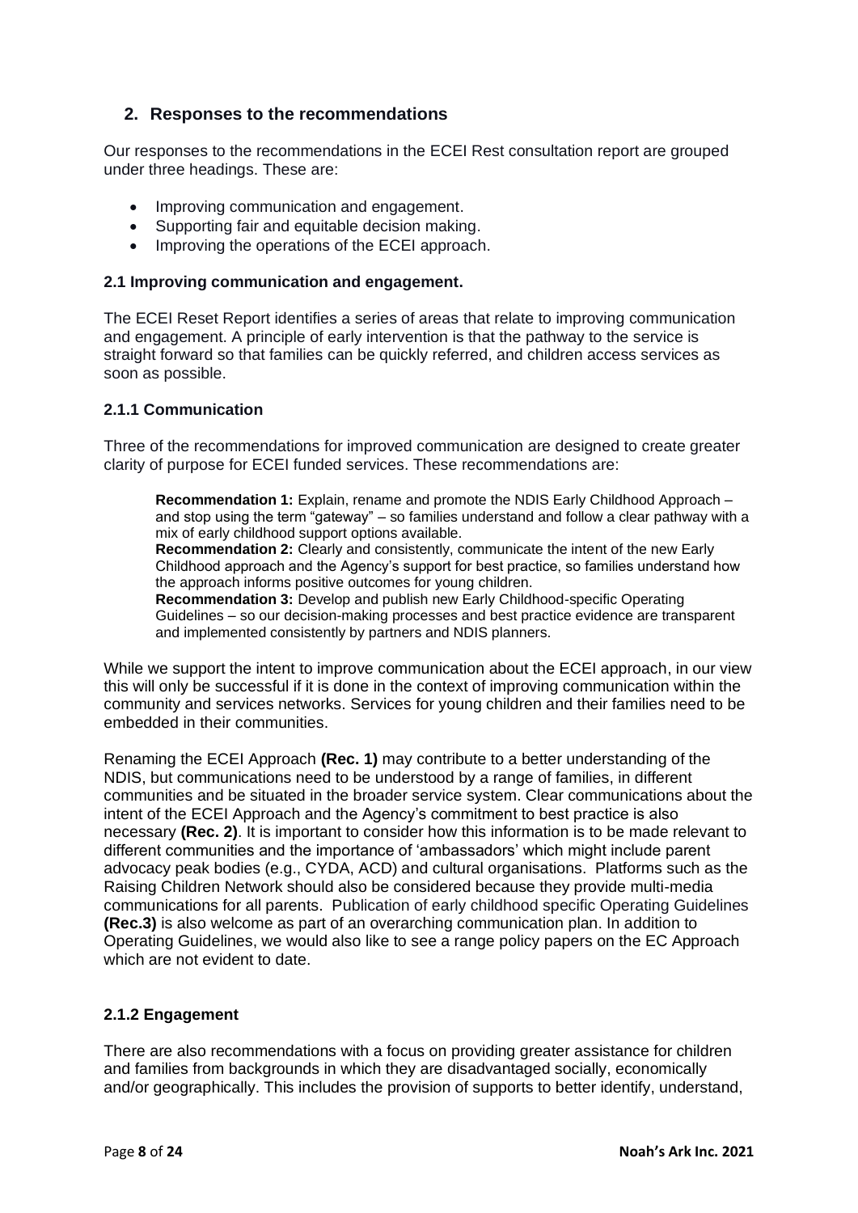## 2. Responses to the recommendations

Our responses to the recommendations in the ECEI Rest consultation report are grouped under three headings. These are:

- Improving communication and engagement.
- Supporting fair and equitable decision making.
- Improving the operations of the ECEI approach.

### 2.1 Improving communication and engagement.

The ECEI Reset Report identifies a series of areas that relate to improving communication and engagement. A principle of early intervention is that the pathway to the service is straight forward so that families can be quickly referred, and children access services as soon as possible.

#### 2.1.1 Communication

Three of the recommendations for improved communication are designed to create greater clarity of purpose for ECEI funded services. These recommendations are:

> **Recommendation 1:** Explain, rename and promote the NDIS Early Childhood Approach – and stop using the term "gateway" – so families understand and follow a clear pathway with a mix of early childhood support options available.
> **Recommendation 2:** Clearly and consistently, communicate the intent of the new Early Childhood approach and the Agency's support for best practice, so families understand how the approach informs positive outcomes for young children.
> **Recommendation 3:** Develop and publish new Early Childhood-specific Operating Guidelines – so our decision-making processes and best practice evidence are transparent and implemented consistently by partners and NDIS planners.

While we support the intent to improve communication about the ECEI approach, in our view this will only be successful if it is done in the context of improving communication within the community and services networks. Services for young children and their families need to be embedded in their communities.

Renaming the ECEI Approach **(Rec. 1)** may contribute to a better understanding of the NDIS, but communications need to be understood by a range of families, in different communities and be situated in the broader service system. Clear communications about the intent of the ECEI Approach and the Agency's commitment to best practice is also necessary **(Rec. 2)**. It is important to consider how this information is to be made relevant to different communities and the importance of 'ambassadors' which might include parent advocacy peak bodies (e.g., CYDA, ACD) and cultural organisations. Platforms such as the Raising Children Network should also be considered because they provide multi-media communications for all parents. Publication of early childhood specific Operating Guidelines **(Rec.3)** is also welcome as part of an overarching communication plan. In addition to Operating Guidelines, we would also like to see a range policy papers on the EC Approach which are not evident to date.

#### 2.1.2 Engagement

There are also recommendations with a focus on providing greater assistance for children and families from backgrounds in which they are disadvantaged socially, economically and/or geographically. This includes the provision of supports to better identify, understand,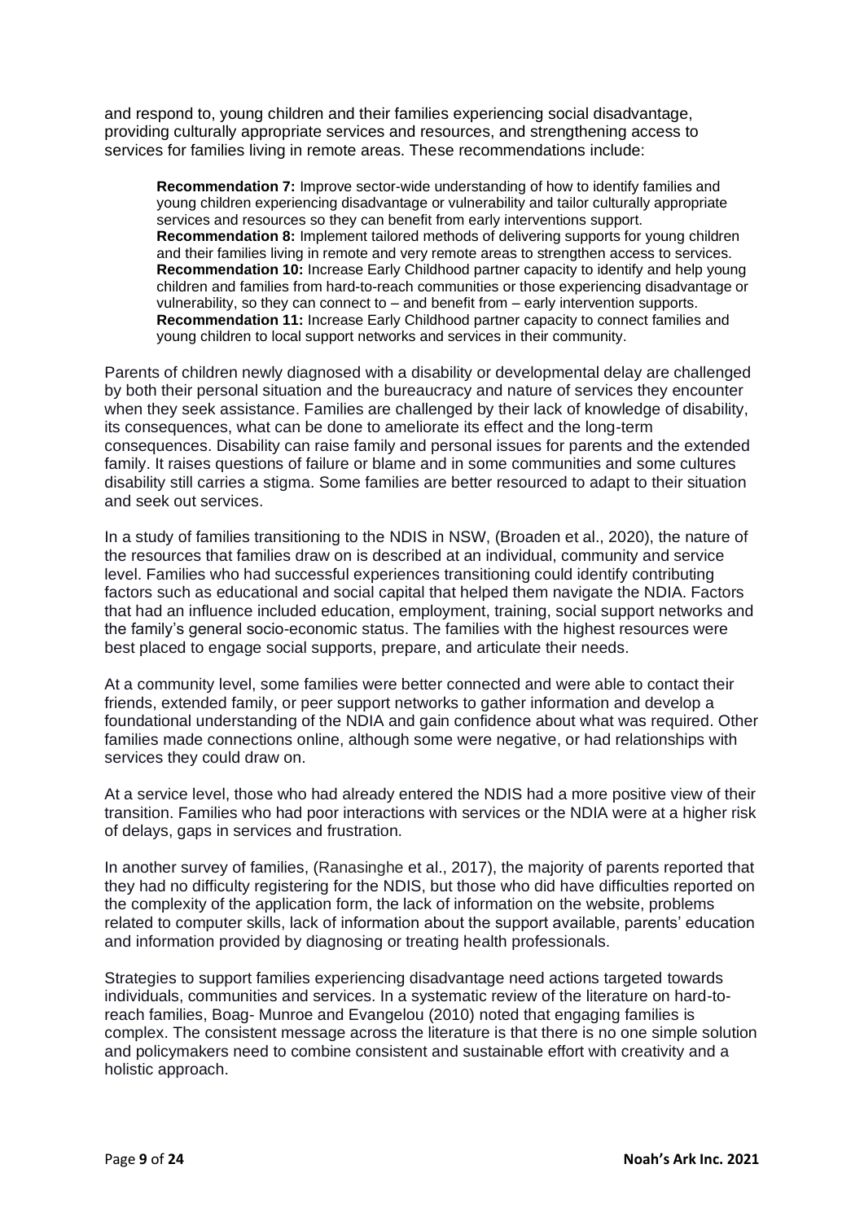and respond to, young children and their families experiencing social disadvantage, providing culturally appropriate services and resources, and strengthening access to services for families living in remote areas. These recommendations include:

> **Recommendation 7:** Improve sector-wide understanding of how to identify families and young children experiencing disadvantage or vulnerability and tailor culturally appropriate services and resources so they can benefit from early interventions support.
> **Recommendation 8:** Implement tailored methods of delivering supports for young children and their families living in remote and very remote areas to strengthen access to services.
> **Recommendation 10:** Increase Early Childhood partner capacity to identify and help young children and families from hard-to-reach communities or those experiencing disadvantage or vulnerability, so they can connect to – and benefit from – early intervention supports.
> **Recommendation 11:** Increase Early Childhood partner capacity to connect families and young children to local support networks and services in their community.

Parents of children newly diagnosed with a disability or developmental delay are challenged by both their personal situation and the bureaucracy and nature of services they encounter when they seek assistance. Families are challenged by their lack of knowledge of disability, its consequences, what can be done to ameliorate its effect and the long-term consequences. Disability can raise family and personal issues for parents and the extended family. It raises questions of failure or blame and in some communities and some cultures disability still carries a stigma. Some families are better resourced to adapt to their situation and seek out services.

In a study of families transitioning to the NDIS in NSW, (Broaden et al., 2020), the nature of the resources that families draw on is described at an individual, community and service level. Families who had successful experiences transitioning could identify contributing factors such as educational and social capital that helped them navigate the NDIA. Factors that had an influence included education, employment, training, social support networks and the family's general socio-economic status. The families with the highest resources were best placed to engage social supports, prepare, and articulate their needs.

At a community level, some families were better connected and were able to contact their friends, extended family, or peer support networks to gather information and develop a foundational understanding of the NDIA and gain confidence about what was required. Other families made connections online, although some were negative, or had relationships with services they could draw on.

At a service level, those who had already entered the NDIS had a more positive view of their transition. Families who had poor interactions with services or the NDIA were at a higher risk of delays, gaps in services and frustration.

In another survey of families, (Ranasinghe et al., 2017), the majority of parents reported that they had no difficulty registering for the NDIS, but those who did have difficulties reported on the complexity of the application form, the lack of information on the website, problems related to computer skills, lack of information about the support available, parents' education and information provided by diagnosing or treating health professionals.

Strategies to support families experiencing disadvantage need actions targeted towards individuals, communities and services. In a systematic review of the literature on hard-to-reach families, Boag- Munroe and Evangelou (2010) noted that engaging families is complex. The consistent message across the literature is that there is no one simple solution and policymakers need to combine consistent and sustainable effort with creativity and a holistic approach.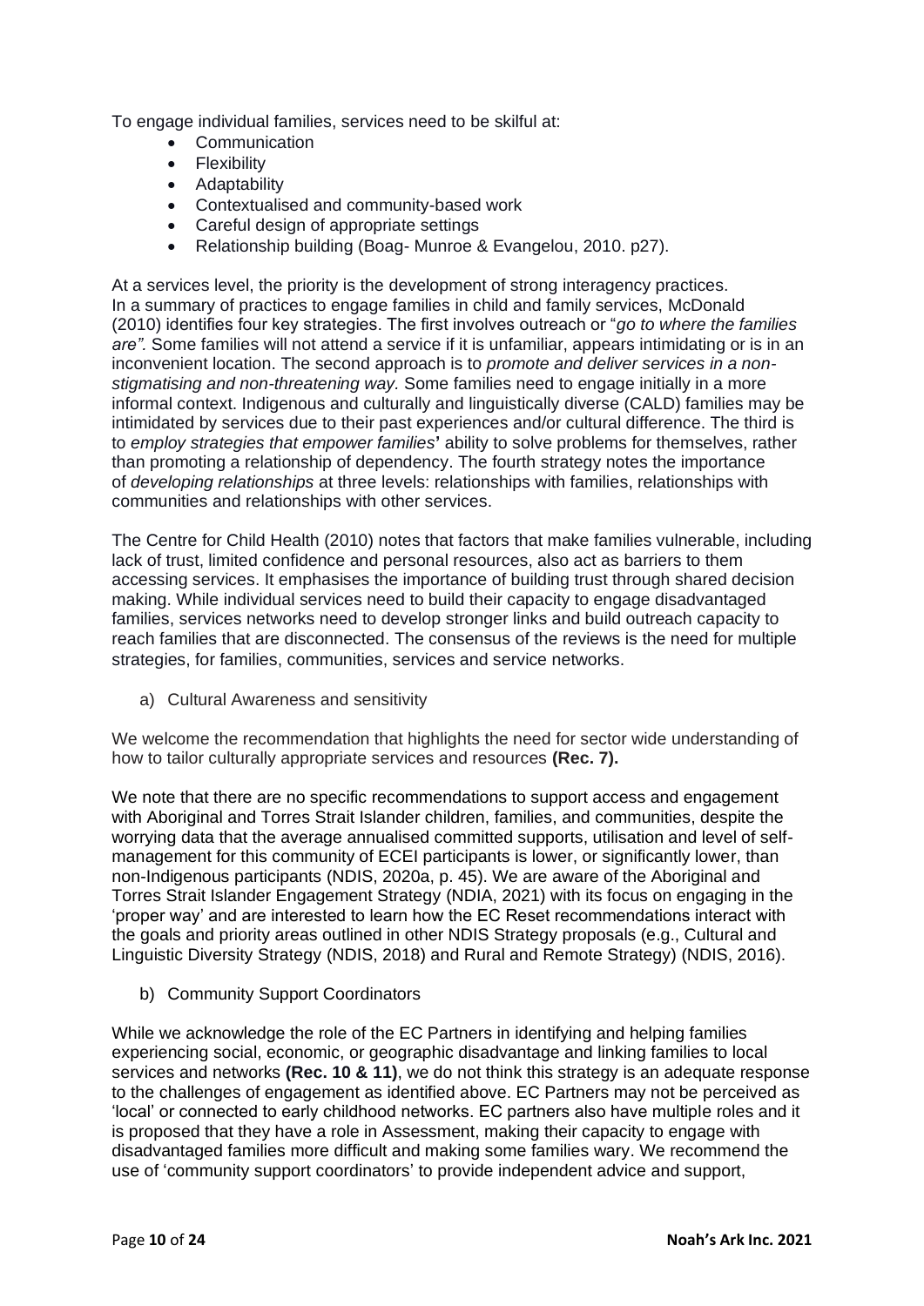To engage individual families, services need to be skilful at:

- Communication
- Flexibility
- Adaptability
- Contextualised and community-based work
- Careful design of appropriate settings
- Relationship building (Boag- Munroe & Evangelou, 2010. p27).

At a services level, the priority is the development of strong interagency practices. In a summary of practices to engage families in child and family services, McDonald (2010) identifies four key strategies. The first involves outreach or "*go to where the families are"*. Some families will not attend a service if it is unfamiliar, appears intimidating or is in an inconvenient location. The second approach is to *promote and deliver services in a non-stigmatising and non-threatening way.* Some families need to engage initially in a more informal context. Indigenous and culturally and linguistically diverse (CALD) families may be intimidated by services due to their past experiences and/or cultural difference. The third is to *employ strategies that empower families'* ability to solve problems for themselves, rather than promoting a relationship of dependency. The fourth strategy notes the importance of *developing relationships* at three levels: relationships with families, relationships with communities and relationships with other services.

The Centre for Child Health (2010) notes that factors that make families vulnerable, including lack of trust, limited confidence and personal resources, also act as barriers to them accessing services. It emphasises the importance of building trust through shared decision making. While individual services need to build their capacity to engage disadvantaged families, services networks need to develop stronger links and build outreach capacity to reach families that are disconnected. The consensus of the reviews is the need for multiple strategies, for families, communities, services and service networks.

a) Cultural Awareness and sensitivity

We welcome the recommendation that highlights the need for sector wide understanding of how to tailor culturally appropriate services and resources **(Rec. 7).**

We note that there are no specific recommendations to support access and engagement with Aboriginal and Torres Strait Islander children, families, and communities, despite the worrying data that the average annualised committed supports, utilisation and level of self-management for this community of ECEI participants is lower, or significantly lower, than non-Indigenous participants (NDIS, 2020a, p. 45). We are aware of the Aboriginal and Torres Strait Islander Engagement Strategy (NDIA, 2021) with its focus on engaging in the 'proper way' and are interested to learn how the EC Reset recommendations interact with the goals and priority areas outlined in other NDIS Strategy proposals (e.g., Cultural and Linguistic Diversity Strategy (NDIS, 2018) and Rural and Remote Strategy) (NDIS, 2016).

b) Community Support Coordinators

While we acknowledge the role of the EC Partners in identifying and helping families experiencing social, economic, or geographic disadvantage and linking families to local services and networks **(Rec. 10 & 11)**, we do not think this strategy is an adequate response to the challenges of engagement as identified above. EC Partners may not be perceived as 'local' or connected to early childhood networks. EC partners also have multiple roles and it is proposed that they have a role in Assessment, making their capacity to engage with disadvantaged families more difficult and making some families wary. We recommend the use of 'community support coordinators' to provide independent advice and support,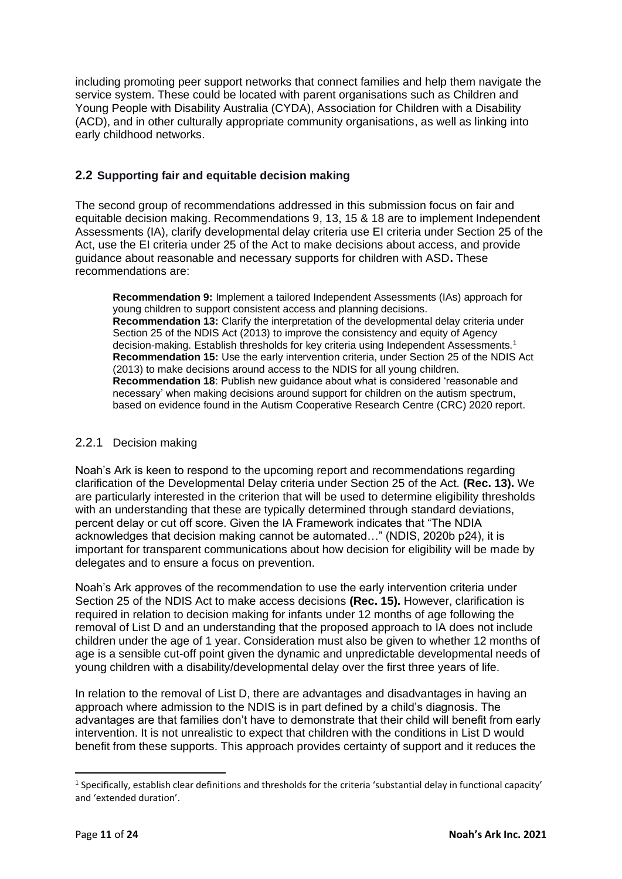including promoting peer support networks that connect families and help them navigate the service system. These could be located with parent organisations such as Children and Young People with Disability Australia (CYDA), Association for Children with a Disability (ACD), and in other culturally appropriate community organisations, as well as linking into early childhood networks.

## 2.2 Supporting fair and equitable decision making

The second group of recommendations addressed in this submission focus on fair and equitable decision making. Recommendations 9, 13, 15 & 18 are to implement Independent Assessments (IA), clarify developmental delay criteria use EI criteria under Section 25 of the Act, use the EI criteria under 25 of the Act to make decisions about access, and provide guidance about reasonable and necessary supports for children with ASD**.** These recommendations are:

> **Recommendation 9:** Implement a tailored Independent Assessments (IAs) approach for young children to support consistent access and planning decisions.
> **Recommendation 13:** Clarify the interpretation of the developmental delay criteria under Section 25 of the NDIS Act (2013) to improve the consistency and equity of Agency decision-making. Establish thresholds for key criteria using Independent Assessments.[1]
> **Recommendation 15:** Use the early intervention criteria, under Section 25 of the NDIS Act (2013) to make decisions around access to the NDIS for all young children.
> **Recommendation 18**: Publish new guidance about what is considered 'reasonable and necessary' when making decisions around support for children on the autism spectrum, based on evidence found in the Autism Cooperative Research Centre (CRC) 2020 report.

### 2.2.1 Decision making

Noah's Ark is keen to respond to the upcoming report and recommendations regarding clarification of the Developmental Delay criteria under Section 25 of the Act. **(Rec. 13).** We are particularly interested in the criterion that will be used to determine eligibility thresholds with an understanding that these are typically determined through standard deviations, percent delay or cut off score. Given the IA Framework indicates that "The NDIA acknowledges that decision making cannot be automated…" (NDIS, 2020b p24), it is important for transparent communications about how decision for eligibility will be made by delegates and to ensure a focus on prevention.

Noah's Ark approves of the recommendation to use the early intervention criteria under Section 25 of the NDIS Act to make access decisions **(Rec. 15).** However, clarification is required in relation to decision making for infants under 12 months of age following the removal of List D and an understanding that the proposed approach to IA does not include children under the age of 1 year. Consideration must also be given to whether 12 months of age is a sensible cut-off point given the dynamic and unpredictable developmental needs of young children with a disability/developmental delay over the first three years of life.

In relation to the removal of List D, there are advantages and disadvantages in having an approach where admission to the NDIS is in part defined by a child's diagnosis. The advantages are that families don't have to demonstrate that their child will benefit from early intervention. It is not unrealistic to expect that children with the conditions in List D would benefit from these supports. This approach provides certainty of support and it reduces the

[1] Specifically, establish clear definitions and thresholds for the criteria 'substantial delay in functional capacity' and 'extended duration'.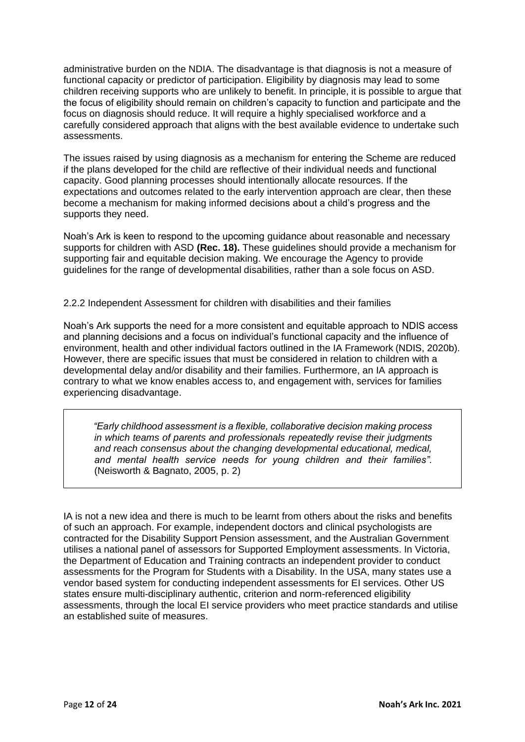administrative burden on the NDIA. The disadvantage is that diagnosis is not a measure of functional capacity or predictor of participation. Eligibility by diagnosis may lead to some children receiving supports who are unlikely to benefit. In principle, it is possible to argue that the focus of eligibility should remain on children's capacity to function and participate and the focus on diagnosis should reduce. It will require a highly specialised workforce and a carefully considered approach that aligns with the best available evidence to undertake such assessments.

The issues raised by using diagnosis as a mechanism for entering the Scheme are reduced if the plans developed for the child are reflective of their individual needs and functional capacity. Good planning processes should intentionally allocate resources. If the expectations and outcomes related to the early intervention approach are clear, then these become a mechanism for making informed decisions about a child's progress and the supports they need.

Noah's Ark is keen to respond to the upcoming guidance about reasonable and necessary supports for children with ASD **(Rec. 18).** These guidelines should provide a mechanism for supporting fair and equitable decision making. We encourage the Agency to provide guidelines for the range of developmental disabilities, rather than a sole focus on ASD.

#### 2.2.2 Independent Assessment for children with disabilities and their families

Noah's Ark supports the need for a more consistent and equitable approach to NDIS access and planning decisions and a focus on individual's functional capacity and the influence of environment, health and other individual factors outlined in the IA Framework (NDIS, 2020b). However, there are specific issues that must be considered in relation to children with a developmental delay and/or disability and their families. Furthermore, an IA approach is contrary to what we know enables access to, and engagement with, services for families experiencing disadvantage.

> *"Early childhood assessment is a flexible, collaborative decision making process in which teams of parents and professionals repeatedly revise their judgments and reach consensus about the changing developmental educational, medical, and mental health service needs for young children and their families".* (Neisworth & Bagnato, 2005, p. 2)

IA is not a new idea and there is much to be learnt from others about the risks and benefits of such an approach. For example, independent doctors and clinical psychologists are contracted for the Disability Support Pension assessment, and the Australian Government utilises a national panel of assessors for Supported Employment assessments. In Victoria, the Department of Education and Training contracts an independent provider to conduct assessments for the Program for Students with a Disability. In the USA, many states use a vendor based system for conducting independent assessments for EI services. Other US states ensure multi-disciplinary authentic, criterion and norm-referenced eligibility assessments, through the local EI service providers who meet practice standards and utilise an established suite of measures.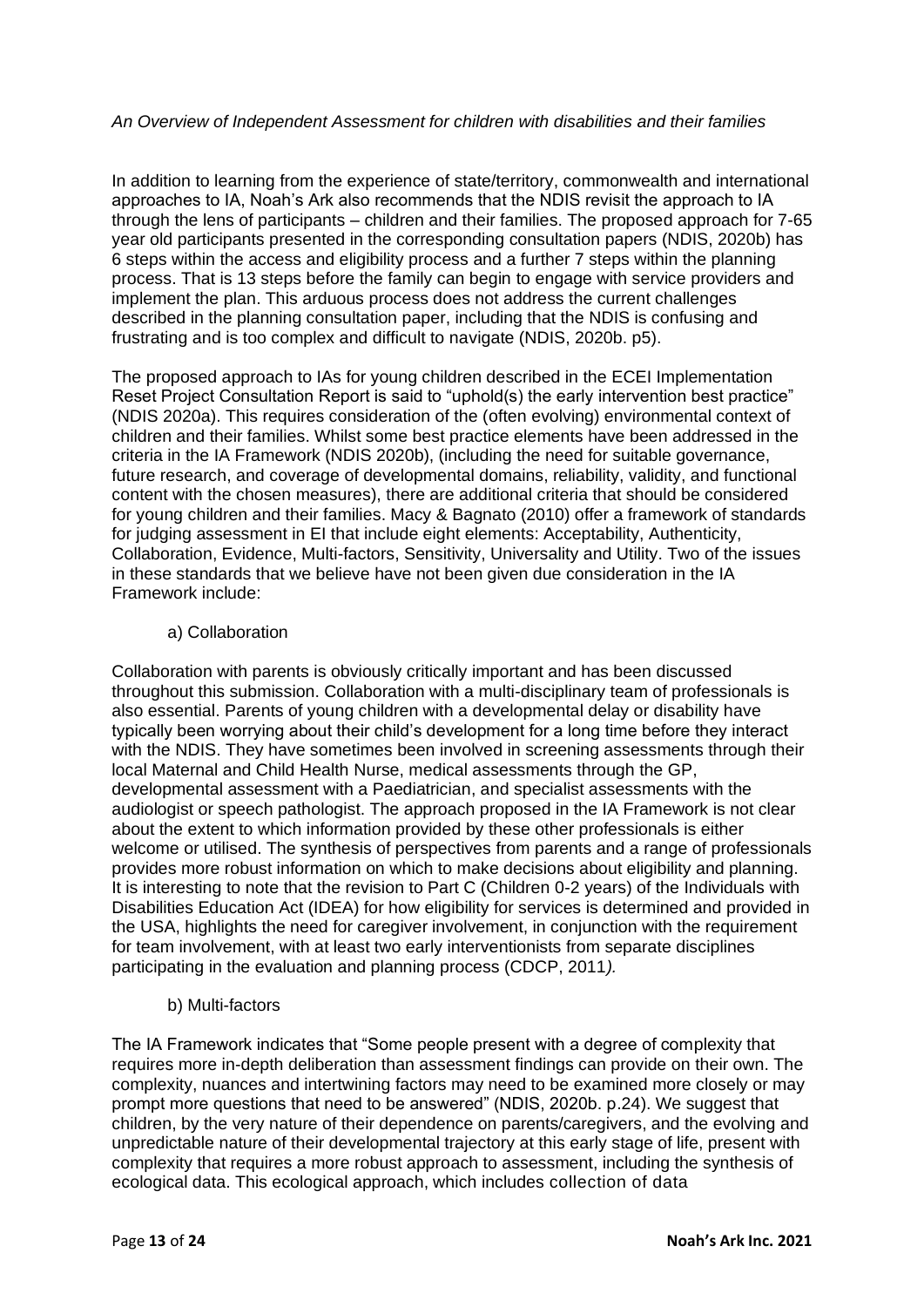*An Overview of Independent Assessment for children with disabilities and their families*

In addition to learning from the experience of state/territory, commonwealth and international approaches to IA, Noah's Ark also recommends that the NDIS revisit the approach to IA through the lens of participants – children and their families. The proposed approach for 7-65 year old participants presented in the corresponding consultation papers (NDIS, 2020b) has 6 steps within the access and eligibility process and a further 7 steps within the planning process. That is 13 steps before the family can begin to engage with service providers and implement the plan. This arduous process does not address the current challenges described in the planning consultation paper, including that the NDIS is confusing and frustrating and is too complex and difficult to navigate (NDIS, 2020b. p5).

The proposed approach to IAs for young children described in the ECEI Implementation Reset Project Consultation Report is said to "uphold(s) the early intervention best practice" (NDIS 2020a). This requires consideration of the (often evolving) environmental context of children and their families. Whilst some best practice elements have been addressed in the criteria in the IA Framework (NDIS 2020b), (including the need for suitable governance, future research, and coverage of developmental domains, reliability, validity, and functional content with the chosen measures), there are additional criteria that should be considered for young children and their families. Macy & Bagnato (2010) offer a framework of standards for judging assessment in EI that include eight elements: Acceptability, Authenticity, Collaboration, Evidence, Multi-factors, Sensitivity, Universality and Utility. Two of the issues in these standards that we believe have not been given due consideration in the IA Framework include:

a) Collaboration

Collaboration with parents is obviously critically important and has been discussed throughout this submission. Collaboration with a multi-disciplinary team of professionals is also essential. Parents of young children with a developmental delay or disability have typically been worrying about their child's development for a long time before they interact with the NDIS. They have sometimes been involved in screening assessments through their local Maternal and Child Health Nurse, medical assessments through the GP, developmental assessment with a Paediatrician, and specialist assessments with the audiologist or speech pathologist. The approach proposed in the IA Framework is not clear about the extent to which information provided by these other professionals is either welcome or utilised. The synthesis of perspectives from parents and a range of professionals provides more robust information on which to make decisions about eligibility and planning. It is interesting to note that the revision to Part C (Children 0-2 years) of the Individuals with Disabilities Education Act (IDEA) for how eligibility for services is determined and provided in the USA, highlights the need for caregiver involvement, in conjunction with the requirement for team involvement, with at least two early interventionists from separate disciplines participating in the evaluation and planning process (CDCP, 2011*).*

b) Multi-factors

The IA Framework indicates that "Some people present with a degree of complexity that requires more in-depth deliberation than assessment findings can provide on their own. The complexity, nuances and intertwining factors may need to be examined more closely or may prompt more questions that need to be answered" (NDIS, 2020b. p.24). We suggest that children, by the very nature of their dependence on parents/caregivers, and the evolving and unpredictable nature of their developmental trajectory at this early stage of life, present with complexity that requires a more robust approach to assessment, including the synthesis of ecological data. This ecological approach, which includes collection of data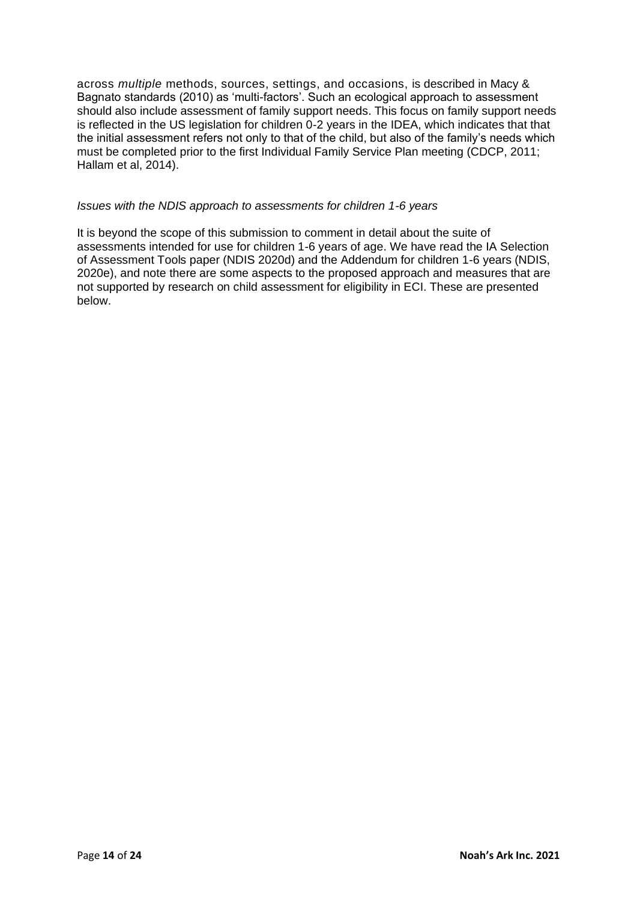across *multiple* methods, sources, settings, and occasions, is described in Macy & Bagnato standards (2010) as 'multi-factors'. Such an ecological approach to assessment should also include assessment of family support needs. This focus on family support needs is reflected in the US legislation for children 0-2 years in the IDEA, which indicates that that the initial assessment refers not only to that of the child, but also of the family's needs which must be completed prior to the first Individual Family Service Plan meeting (CDCP, 2011; Hallam et al, 2014).

*Issues with the NDIS approach to assessments for children 1-6 years*

It is beyond the scope of this submission to comment in detail about the suite of assessments intended for use for children 1-6 years of age. We have read the IA Selection of Assessment Tools paper (NDIS 2020d) and the Addendum for children 1-6 years (NDIS, 2020e), and note there are some aspects to the proposed approach and measures that are not supported by research on child assessment for eligibility in ECI. These are presented below.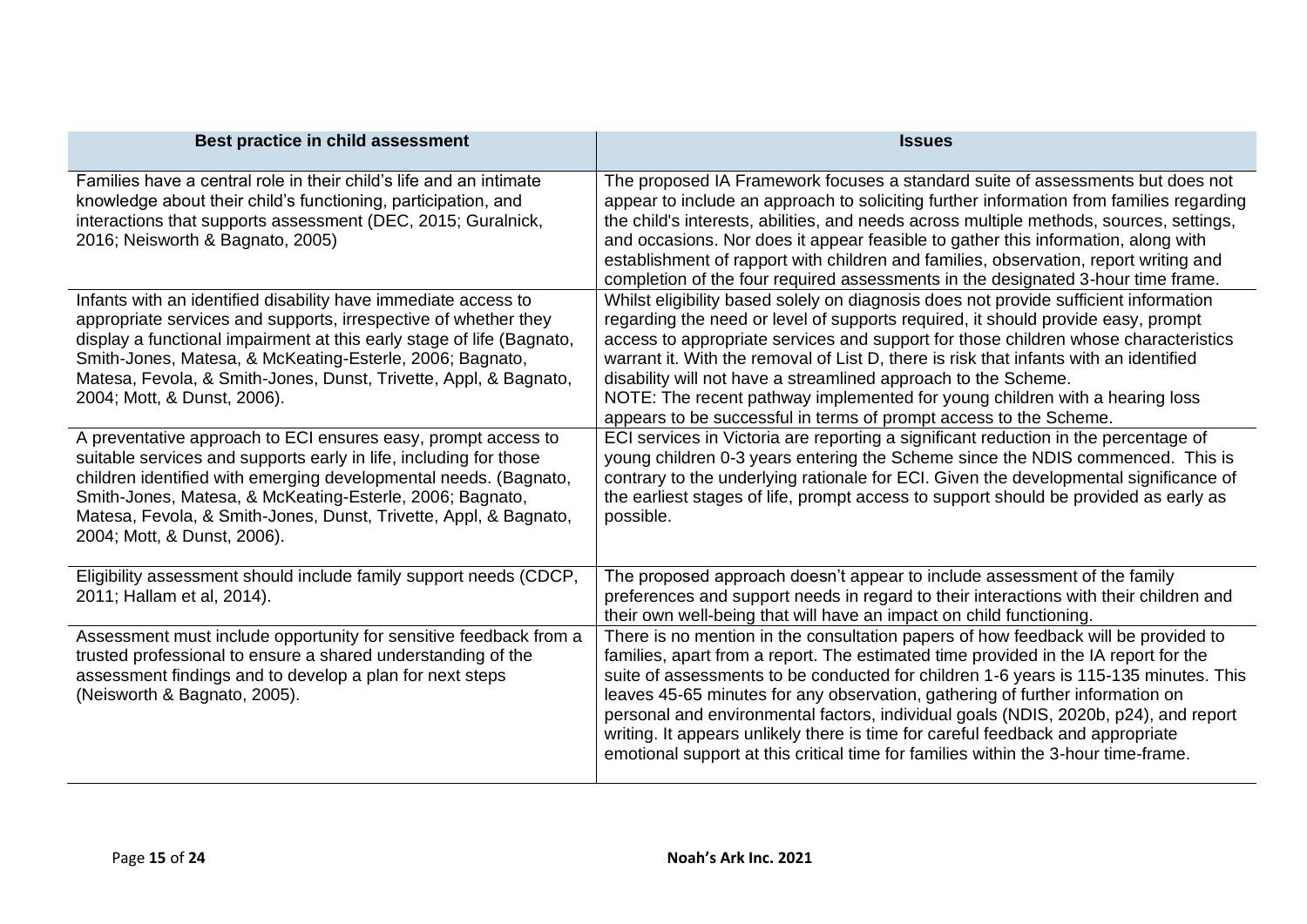| Best practice in child assessment | Issues |
|---|---|
| Families have a central role in their child's life and an intimate knowledge about their child's functioning, participation, and interactions that supports assessment (DEC, 2015; Guralnick, 2016; Neisworth & Bagnato, 2005) | The proposed IA Framework focuses a standard suite of assessments but does not appear to include an approach to soliciting further information from families regarding the child's interests, abilities, and needs across multiple methods, sources, settings, and occasions. Nor does it appear feasible to gather this information, along with establishment of rapport with children and families, observation, report writing and completion of the four required assessments in the designated 3-hour time frame. |
| Infants with an identified disability have immediate access to appropriate services and supports, irrespective of whether they display a functional impairment at this early stage of life (Bagnato, Smith-Jones, Matesa, & McKeating-Esterle, 2006; Bagnato, Matesa, Fevola, & Smith-Jones, Dunst, Trivette, Appl, & Bagnato, 2004; Mott, & Dunst, 2006). | Whilst eligibility based solely on diagnosis does not provide sufficient information regarding the need or level of supports required, it should provide easy, prompt access to appropriate services and support for those children whose characteristics warrant it. With the removal of List D, there is risk that infants with an identified disability will not have a streamlined approach to the Scheme.<br>NOTE: The recent pathway implemented for young children with a hearing loss appears to be successful in terms of prompt access to the Scheme. |
| A preventative approach to ECI ensures easy, prompt access to suitable services and supports early in life, including for those children identified with emerging developmental needs. (Bagnato, Smith-Jones, Matesa, & McKeating-Esterle, 2006; Bagnato, Matesa, Fevola, & Smith-Jones, Dunst, Trivette, Appl, & Bagnato, 2004; Mott, & Dunst, 2006). | ECI services in Victoria are reporting a significant reduction in the percentage of young children 0-3 years entering the Scheme since the NDIS commenced. This is contrary to the underlying rationale for ECI. Given the developmental significance of the earliest stages of life, prompt access to support should be provided as early as possible. |
| Eligibility assessment should include family support needs (CDCP, 2011; Hallam et al, 2014). | The proposed approach doesn't appear to include assessment of the family preferences and support needs in regard to their interactions with their children and their own well-being that will have an impact on child functioning. |
| Assessment must include opportunity for sensitive feedback from a trusted professional to ensure a shared understanding of the assessment findings and to develop a plan for next steps (Neisworth & Bagnato, 2005). | There is no mention in the consultation papers of how feedback will be provided to families, apart from a report. The estimated time provided in the IA report for the suite of assessments to be conducted for children 1-6 years is 115-135 minutes. This leaves 45-65 minutes for any observation, gathering of further information on personal and environmental factors, individual goals (NDIS, 2020b, p24), and report writing. It appears unlikely there is time for careful feedback and appropriate emotional support at this critical time for families within the 3-hour time-frame. |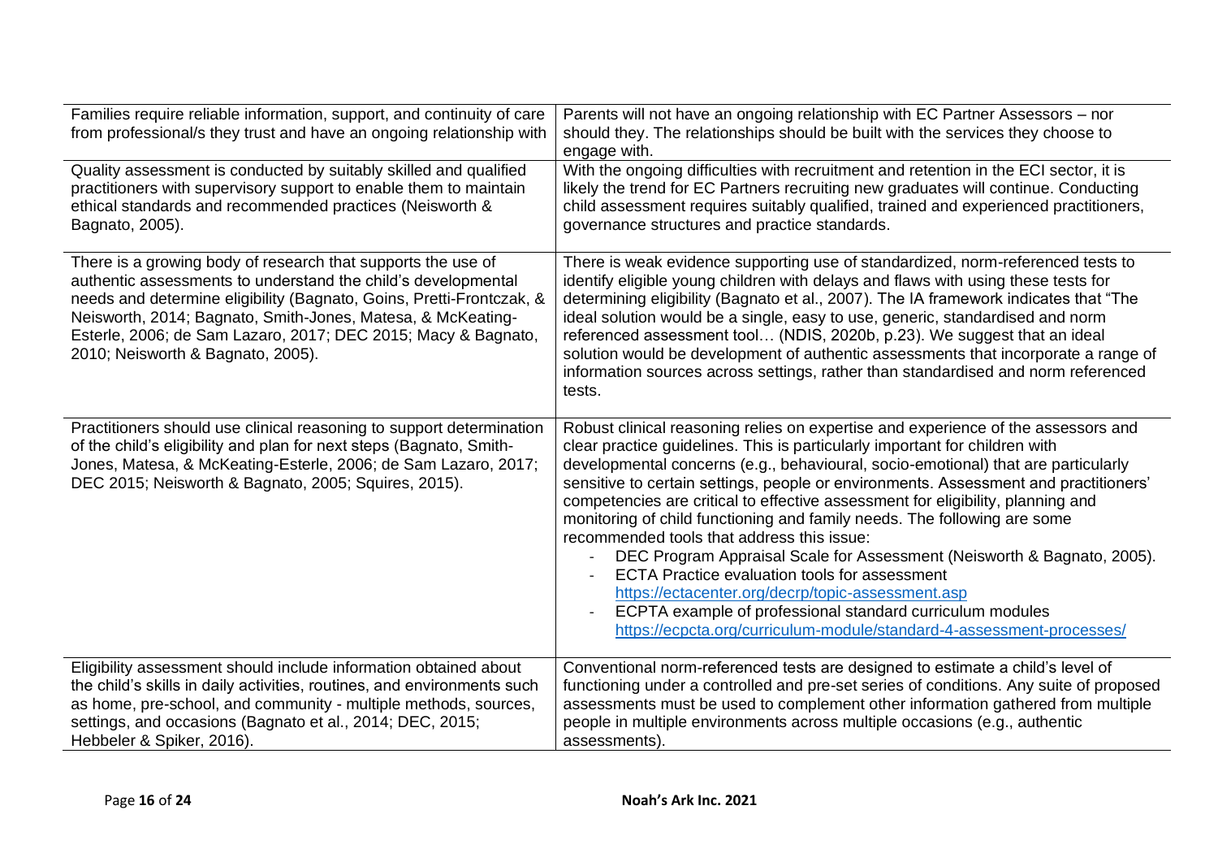| | |
|---|---|
| Families require reliable information, support, and continuity of care from professional/s they trust and have an ongoing relationship with | Parents will not have an ongoing relationship with EC Partner Assessors – nor should they. The relationships should be built with the services they choose to engage with. |
| Quality assessment is conducted by suitably skilled and qualified practitioners with supervisory support to enable them to maintain ethical standards and recommended practices (Neisworth & Bagnato, 2005). | With the ongoing difficulties with recruitment and retention in the ECI sector, it is likely the trend for EC Partners recruiting new graduates will continue. Conducting child assessment requires suitably qualified, trained and experienced practitioners, governance structures and practice standards. |
| There is a growing body of research that supports the use of authentic assessments to understand the child's developmental needs and determine eligibility (Bagnato, Goins, Pretti-Frontczak, & Neisworth, 2014; Bagnato, Smith-Jones, Matesa, & McKeating-Esterle, 2006; de Sam Lazaro, 2017; DEC 2015; Macy & Bagnato, 2010; Neisworth & Bagnato, 2005). | There is weak evidence supporting use of standardized, norm-referenced tests to identify eligible young children with delays and flaws with using these tests for determining eligibility (Bagnato et al., 2007). The IA framework indicates that "The ideal solution would be a single, easy to use, generic, standardised and norm referenced assessment tool… (NDIS, 2020b, p.23). We suggest that an ideal solution would be development of authentic assessments that incorporate a range of information sources across settings, rather than standardised and norm referenced tests. |
| Practitioners should use clinical reasoning to support determination of the child's eligibility and plan for next steps (Bagnato, Smith-Jones, Matesa, & McKeating-Esterle, 2006; de Sam Lazaro, 2017; DEC 2015; Neisworth & Bagnato, 2005; Squires, 2015). | Robust clinical reasoning relies on expertise and experience of the assessors and clear practice guidelines. This is particularly important for children with developmental concerns (e.g., behavioural, socio-emotional) that are particularly sensitive to certain settings, people or environments. Assessment and practitioners' competencies are critical to effective assessment for eligibility, planning and monitoring of child functioning and family needs. The following are some recommended tools that address this issue:<br>- DEC Program Appraisal Scale for Assessment (Neisworth & Bagnato, 2005).<br>- ECTA Practice evaluation tools for assessment https://ectacenter.org/decrp/topic-assessment.asp<br>- ECPTA example of professional standard curriculum modules https://ecpcta.org/curriculum-module/standard-4-assessment-processes/ |
| Eligibility assessment should include information obtained about the child's skills in daily activities, routines, and environments such as home, pre-school, and community - multiple methods, sources, settings, and occasions (Bagnato et al., 2014; DEC, 2015; Hebbeler & Spiker, 2016). | Conventional norm-referenced tests are designed to estimate a child's level of functioning under a controlled and pre-set series of conditions. Any suite of proposed assessments must be used to complement other information gathered from multiple people in multiple environments across multiple occasions (e.g., authentic assessments). |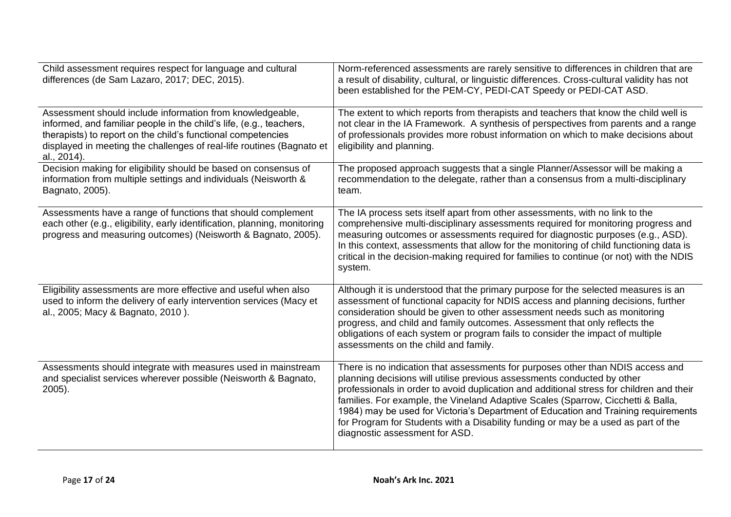| | |
|---|---|
| Child assessment requires respect for language and cultural differences (de Sam Lazaro, 2017; DEC, 2015). | Norm-referenced assessments are rarely sensitive to differences in children that are a result of disability, cultural, or linguistic differences. Cross-cultural validity has not been established for the PEM-CY, PEDI-CAT Speedy or PEDI-CAT ASD. |
| Assessment should include information from knowledgeable, informed, and familiar people in the child's life, (e.g., teachers, therapists) to report on the child's functional competencies displayed in meeting the challenges of real-life routines (Bagnato et al., 2014). | The extent to which reports from therapists and teachers that know the child well is not clear in the IA Framework. A synthesis of perspectives from parents and a range of professionals provides more robust information on which to make decisions about eligibility and planning. |
| Decision making for eligibility should be based on consensus of information from multiple settings and individuals (Neisworth & Bagnato, 2005). | The proposed approach suggests that a single Planner/Assessor will be making a recommendation to the delegate, rather than a consensus from a multi-disciplinary team. |
| Assessments have a range of functions that should complement each other (e.g., eligibility, early identification, planning, monitoring progress and measuring outcomes) (Neisworth & Bagnato, 2005). | The IA process sets itself apart from other assessments, with no link to the comprehensive multi-disciplinary assessments required for monitoring progress and measuring outcomes or assessments required for diagnostic purposes (e.g., ASD). In this context, assessments that allow for the monitoring of child functioning data is critical in the decision-making required for families to continue (or not) with the NDIS system. |
| Eligibility assessments are more effective and useful when also used to inform the delivery of early intervention services (Macy et al., 2005; Macy & Bagnato, 2010 ). | Although it is understood that the primary purpose for the selected measures is an assessment of functional capacity for NDIS access and planning decisions, further consideration should be given to other assessment needs such as monitoring progress, and child and family outcomes. Assessment that only reflects the obligations of each system or program fails to consider the impact of multiple assessments on the child and family. |
| Assessments should integrate with measures used in mainstream and specialist services wherever possible (Neisworth & Bagnato, 2005). | There is no indication that assessments for purposes other than NDIS access and planning decisions will utilise previous assessments conducted by other professionals in order to avoid duplication and additional stress for children and their families. For example, the Vineland Adaptive Scales (Sparrow, Cicchetti & Balla, 1984) may be used for Victoria's Department of Education and Training requirements for Program for Students with a Disability funding or may be a used as part of the diagnostic assessment for ASD. |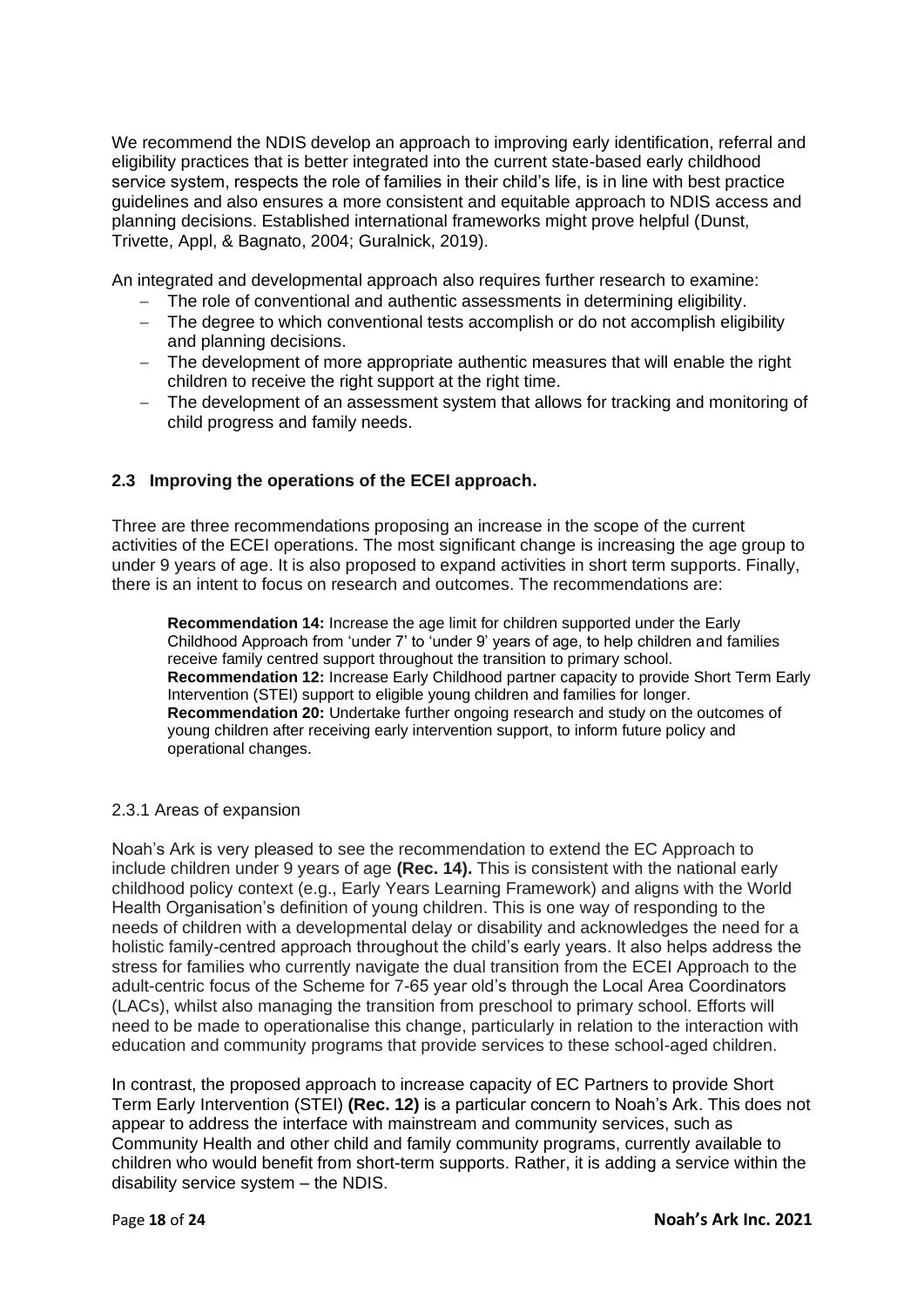We recommend the NDIS develop an approach to improving early identification, referral and eligibility practices that is better integrated into the current state-based early childhood service system, respects the role of families in their child's life, is in line with best practice guidelines and also ensures a more consistent and equitable approach to NDIS access and planning decisions. Established international frameworks might prove helpful (Dunst, Trivette, Appl, & Bagnato, 2004; Guralnick, 2019).

An integrated and developmental approach also requires further research to examine:

- The role of conventional and authentic assessments in determining eligibility.
- The degree to which conventional tests accomplish or do not accomplish eligibility and planning decisions.
- The development of more appropriate authentic measures that will enable the right children to receive the right support at the right time.
- The development of an assessment system that allows for tracking and monitoring of child progress and family needs.

### 2.3 Improving the operations of the ECEI approach.

Three are three recommendations proposing an increase in the scope of the current activities of the ECEI operations. The most significant change is increasing the age group to under 9 years of age. It is also proposed to expand activities in short term supports. Finally, there is an intent to focus on research and outcomes. The recommendations are:

> **Recommendation 14:** Increase the age limit for children supported under the Early Childhood Approach from 'under 7' to 'under 9' years of age, to help children and families receive family centred support throughout the transition to primary school.
> **Recommendation 12:** Increase Early Childhood partner capacity to provide Short Term Early Intervention (STEI) support to eligible young children and families for longer.
> **Recommendation 20:** Undertake further ongoing research and study on the outcomes of young children after receiving early intervention support, to inform future policy and operational changes.

#### 2.3.1 Areas of expansion

Noah's Ark is very pleased to see the recommendation to extend the EC Approach to include children under 9 years of age **(Rec. 14).** This is consistent with the national early childhood policy context (e.g., Early Years Learning Framework) and aligns with the World Health Organisation's definition of young children. This is one way of responding to the needs of children with a developmental delay or disability and acknowledges the need for a holistic family-centred approach throughout the child's early years. It also helps address the stress for families who currently navigate the dual transition from the ECEI Approach to the adult-centric focus of the Scheme for 7-65 year old's through the Local Area Coordinators (LACs), whilst also managing the transition from preschool to primary school. Efforts will need to be made to operationalise this change, particularly in relation to the interaction with education and community programs that provide services to these school-aged children.

In contrast, the proposed approach to increase capacity of EC Partners to provide Short Term Early Intervention (STEI) **(Rec. 12)** is a particular concern to Noah's Ark. This does not appear to address the interface with mainstream and community services, such as Community Health and other child and family community programs, currently available to children who would benefit from short-term supports. Rather, it is adding a service within the disability service system – the NDIS.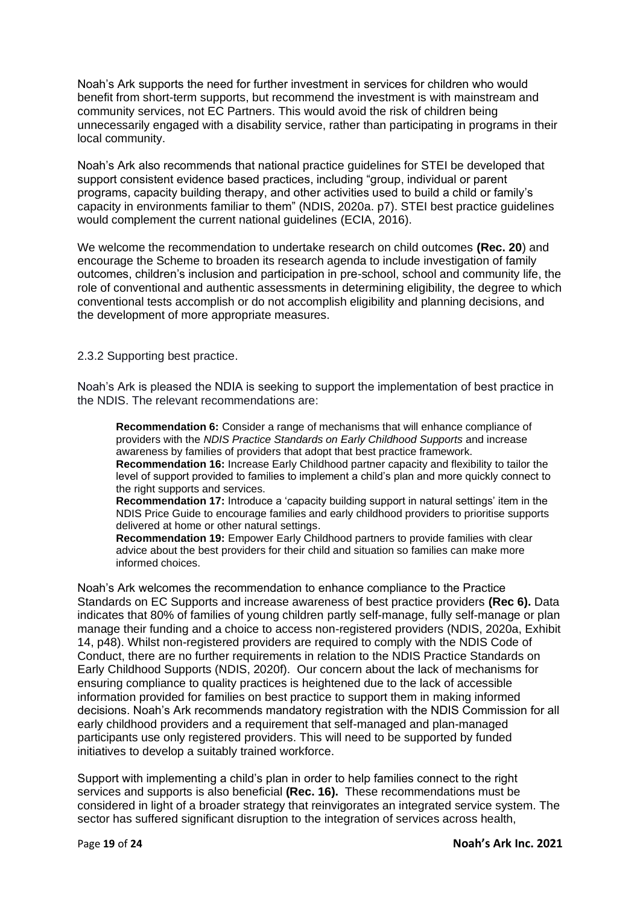Noah's Ark supports the need for further investment in services for children who would benefit from short-term supports, but recommend the investment is with mainstream and community services, not EC Partners. This would avoid the risk of children being unnecessarily engaged with a disability service, rather than participating in programs in their local community.

Noah's Ark also recommends that national practice guidelines for STEI be developed that support consistent evidence based practices, including "group, individual or parent programs, capacity building therapy, and other activities used to build a child or family's capacity in environments familiar to them" (NDIS, 2020a. p7). STEI best practice guidelines would complement the current national guidelines (ECIA, 2016).

We welcome the recommendation to undertake research on child outcomes **(Rec. 20**) and encourage the Scheme to broaden its research agenda to include investigation of family outcomes, children's inclusion and participation in pre-school, school and community life, the role of conventional and authentic assessments in determining eligibility, the degree to which conventional tests accomplish or do not accomplish eligibility and planning decisions, and the development of more appropriate measures.

2.3.2 Supporting best practice.

Noah's Ark is pleased the NDIA is seeking to support the implementation of best practice in the NDIS. The relevant recommendations are:

> **Recommendation 6:** Consider a range of mechanisms that will enhance compliance of providers with the *NDIS Practice Standards on Early Childhood Supports* and increase awareness by families of providers that adopt that best practice framework.
> **Recommendation 16:** Increase Early Childhood partner capacity and flexibility to tailor the level of support provided to families to implement a child's plan and more quickly connect to the right supports and services.
> **Recommendation 17:** Introduce a 'capacity building support in natural settings' item in the NDIS Price Guide to encourage families and early childhood providers to prioritise supports delivered at home or other natural settings.
> **Recommendation 19:** Empower Early Childhood partners to provide families with clear advice about the best providers for their child and situation so families can make more informed choices.

Noah's Ark welcomes the recommendation to enhance compliance to the Practice Standards on EC Supports and increase awareness of best practice providers **(Rec 6).** Data indicates that 80% of families of young children partly self-manage, fully self-manage or plan manage their funding and a choice to access non-registered providers (NDIS, 2020a, Exhibit 14, p48). Whilst non-registered providers are required to comply with the NDIS Code of Conduct, there are no further requirements in relation to the NDIS Practice Standards on Early Childhood Supports (NDIS, 2020f). Our concern about the lack of mechanisms for ensuring compliance to quality practices is heightened due to the lack of accessible information provided for families on best practice to support them in making informed decisions. Noah's Ark recommends mandatory registration with the NDIS Commission for all early childhood providers and a requirement that self-managed and plan-managed participants use only registered providers. This will need to be supported by funded initiatives to develop a suitably trained workforce.

Support with implementing a child's plan in order to help families connect to the right services and supports is also beneficial **(Rec. 16).** These recommendations must be considered in light of a broader strategy that reinvigorates an integrated service system. The sector has suffered significant disruption to the integration of services across health,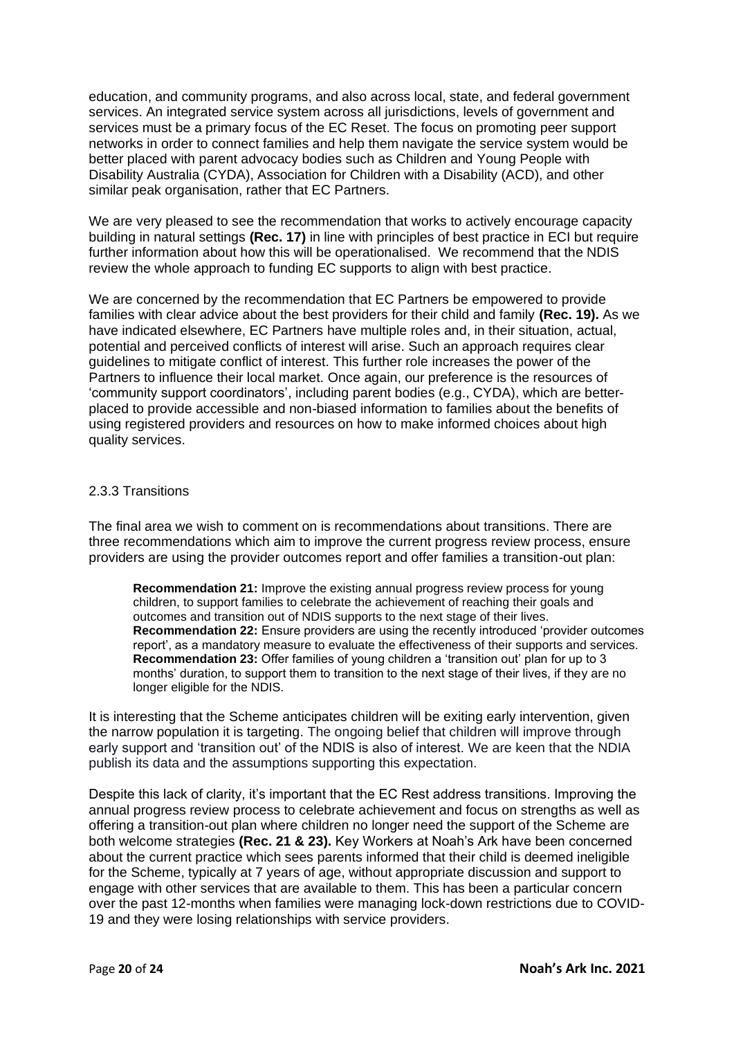education, and community programs, and also across local, state, and federal government services. An integrated service system across all jurisdictions, levels of government and services must be a primary focus of the EC Reset. The focus on promoting peer support networks in order to connect families and help them navigate the service system would be better placed with parent advocacy bodies such as Children and Young People with Disability Australia (CYDA), Association for Children with a Disability (ACD), and other similar peak organisation, rather that EC Partners.

We are very pleased to see the recommendation that works to actively encourage capacity building in natural settings **(Rec. 17)** in line with principles of best practice in ECI but require further information about how this will be operationalised. We recommend that the NDIS review the whole approach to funding EC supports to align with best practice.

We are concerned by the recommendation that EC Partners be empowered to provide families with clear advice about the best providers for their child and family **(Rec. 19).** As we have indicated elsewhere, EC Partners have multiple roles and, in their situation, actual, potential and perceived conflicts of interest will arise. Such an approach requires clear guidelines to mitigate conflict of interest. This further role increases the power of the Partners to influence their local market. Once again, our preference is the resources of 'community support coordinators', including parent bodies (e.g., CYDA), which are better-placed to provide accessible and non-biased information to families about the benefits of using registered providers and resources on how to make informed choices about high quality services.

### 2.3.3 Transitions

The final area we wish to comment on is recommendations about transitions. There are three recommendations which aim to improve the current progress review process, ensure providers are using the provider outcomes report and offer families a transition-out plan:

> **Recommendation 21:** Improve the existing annual progress review process for young children, to support families to celebrate the achievement of reaching their goals and outcomes and transition out of NDIS supports to the next stage of their lives.
> **Recommendation 22:** Ensure providers are using the recently introduced 'provider outcomes report', as a mandatory measure to evaluate the effectiveness of their supports and services.
> **Recommendation 23:** Offer families of young children a 'transition out' plan for up to 3 months' duration, to support them to transition to the next stage of their lives, if they are no longer eligible for the NDIS.

It is interesting that the Scheme anticipates children will be exiting early intervention, given the narrow population it is targeting. The ongoing belief that children will improve through early support and 'transition out' of the NDIS is also of interest. We are keen that the NDIA publish its data and the assumptions supporting this expectation.

Despite this lack of clarity, it's important that the EC Rest address transitions. Improving the annual progress review process to celebrate achievement and focus on strengths as well as offering a transition-out plan where children no longer need the support of the Scheme are both welcome strategies **(Rec. 21 & 23).** Key Workers at Noah's Ark have been concerned about the current practice which sees parents informed that their child is deemed ineligible for the Scheme, typically at 7 years of age, without appropriate discussion and support to engage with other services that are available to them. This has been a particular concern over the past 12-months when families were managing lock-down restrictions due to COVID-19 and they were losing relationships with service providers.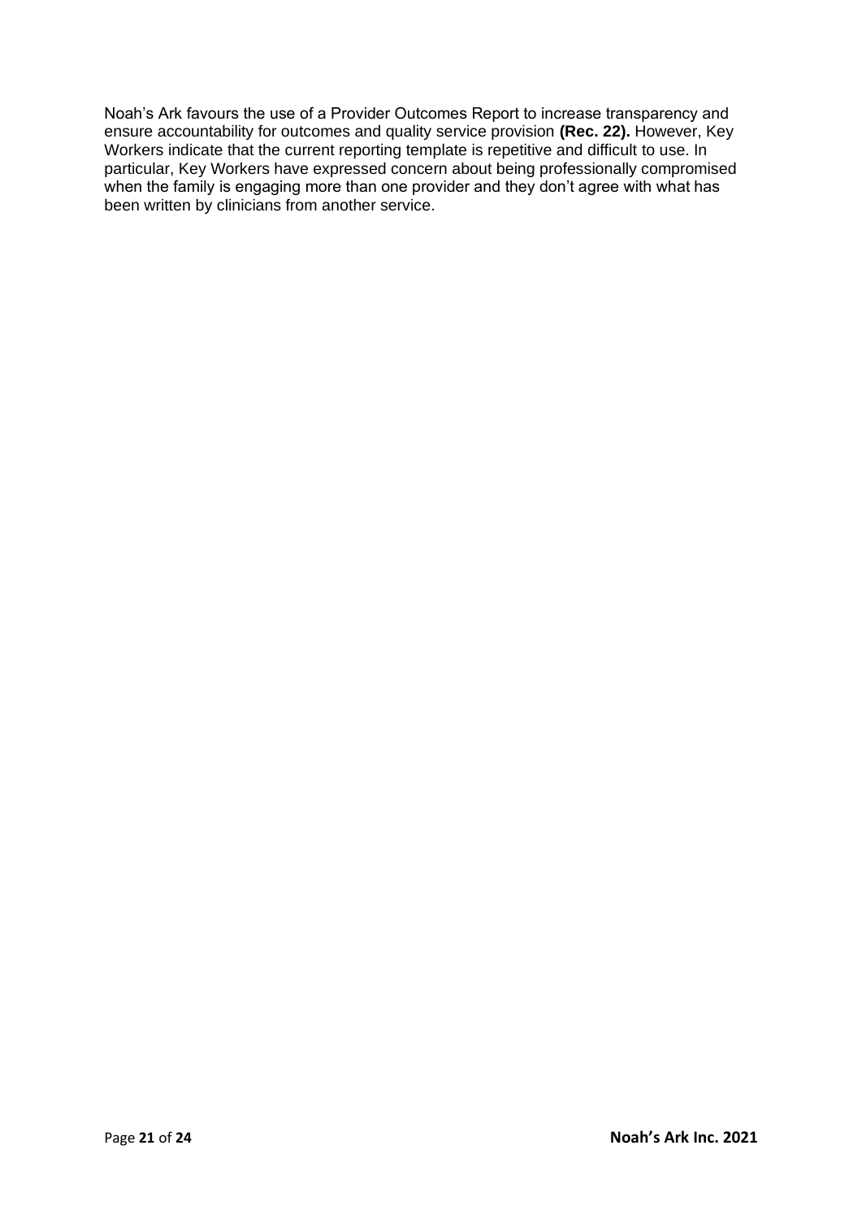Noah's Ark favours the use of a Provider Outcomes Report to increase transparency and ensure accountability for outcomes and quality service provision **(Rec. 22).** However, Key Workers indicate that the current reporting template is repetitive and difficult to use. In particular, Key Workers have expressed concern about being professionally compromised when the family is engaging more than one provider and they don't agree with what has been written by clinicians from another service.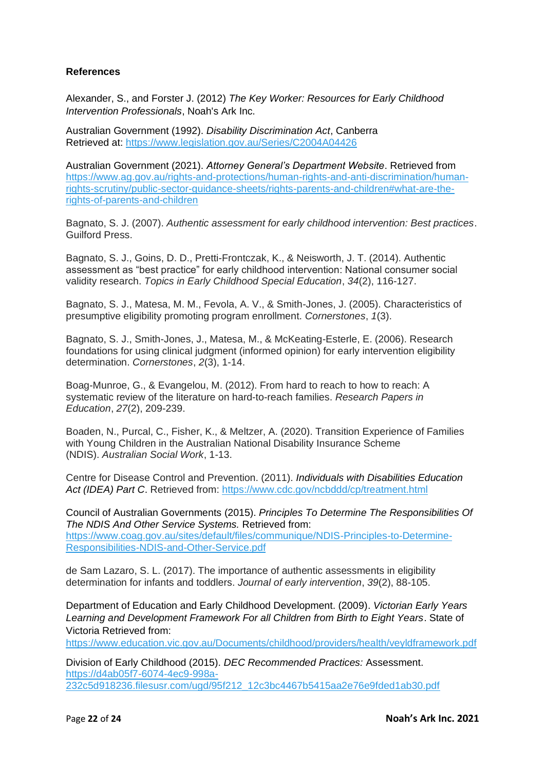**References**

Alexander, S., and Forster J. (2012) *The Key Worker: Resources for Early Childhood Intervention Professionals*, Noah's Ark Inc.

Australian Government (1992). *Disability Discrimination Act*, Canberra Retrieved at: https://www.legislation.gov.au/Series/C2004A04426

Australian Government (2021). *Attorney General's Department Website*. Retrieved from https://www.ag.gov.au/rights-and-protections/human-rights-and-anti-discrimination/human-rights-scrutiny/public-sector-guidance-sheets/rights-parents-and-children#what-are-the-rights-of-parents-and-children

Bagnato, S. J. (2007). *Authentic assessment for early childhood intervention: Best practices*. Guilford Press.

Bagnato, S. J., Goins, D. D., Pretti-Frontczak, K., & Neisworth, J. T. (2014). Authentic assessment as "best practice" for early childhood intervention: National consumer social validity research. *Topics in Early Childhood Special Education*, *34*(2), 116-127.

Bagnato, S. J., Matesa, M. M., Fevola, A. V., & Smith-Jones, J. (2005). Characteristics of presumptive eligibility promoting program enrollment. *Cornerstones*, *1*(3).

Bagnato, S. J., Smith-Jones, J., Matesa, M., & McKeating-Esterle, E. (2006). Research foundations for using clinical judgment (informed opinion) for early intervention eligibility determination. *Cornerstones*, *2*(3), 1-14.

Boag-Munroe, G., & Evangelou, M. (2012). From hard to reach to how to reach: A systematic review of the literature on hard-to-reach families. *Research Papers in Education*, *27*(2), 209-239.

Boaden, N., Purcal, C., Fisher, K., & Meltzer, A. (2020). Transition Experience of Families with Young Children in the Australian National Disability Insurance Scheme (NDIS). *Australian Social Work*, 1-13.

Centre for Disease Control and Prevention. (2011). *Individuals with Disabilities Education Act (IDEA) Part C*. Retrieved from: https://www.cdc.gov/ncbddd/cp/treatment.html

Council of Australian Governments (2015). *Principles To Determine The Responsibilities Of The NDIS And Other Service Systems.* Retrieved from: https://www.coag.gov.au/sites/default/files/communique/NDIS-Principles-to-Determine-Responsibilities-NDIS-and-Other-Service.pdf

de Sam Lazaro, S. L. (2017). The importance of authentic assessments in eligibility determination for infants and toddlers. *Journal of early intervention*, *39*(2), 88-105.

Department of Education and Early Childhood Development. (2009). *Victorian Early Years Learning and Development Framework For all Children from Birth to Eight Years*. State of Victoria Retrieved from: https://www.education.vic.gov.au/Documents/childhood/providers/health/veyldframework.pdf

Division of Early Childhood (2015). *DEC Recommended Practices:* Assessment. https://d4ab05f7-6074-4ec9-998a-232c5d918236.filesusr.com/ugd/95f212_12c3bc4467b5415aa2e76e9fded1ab30.pdf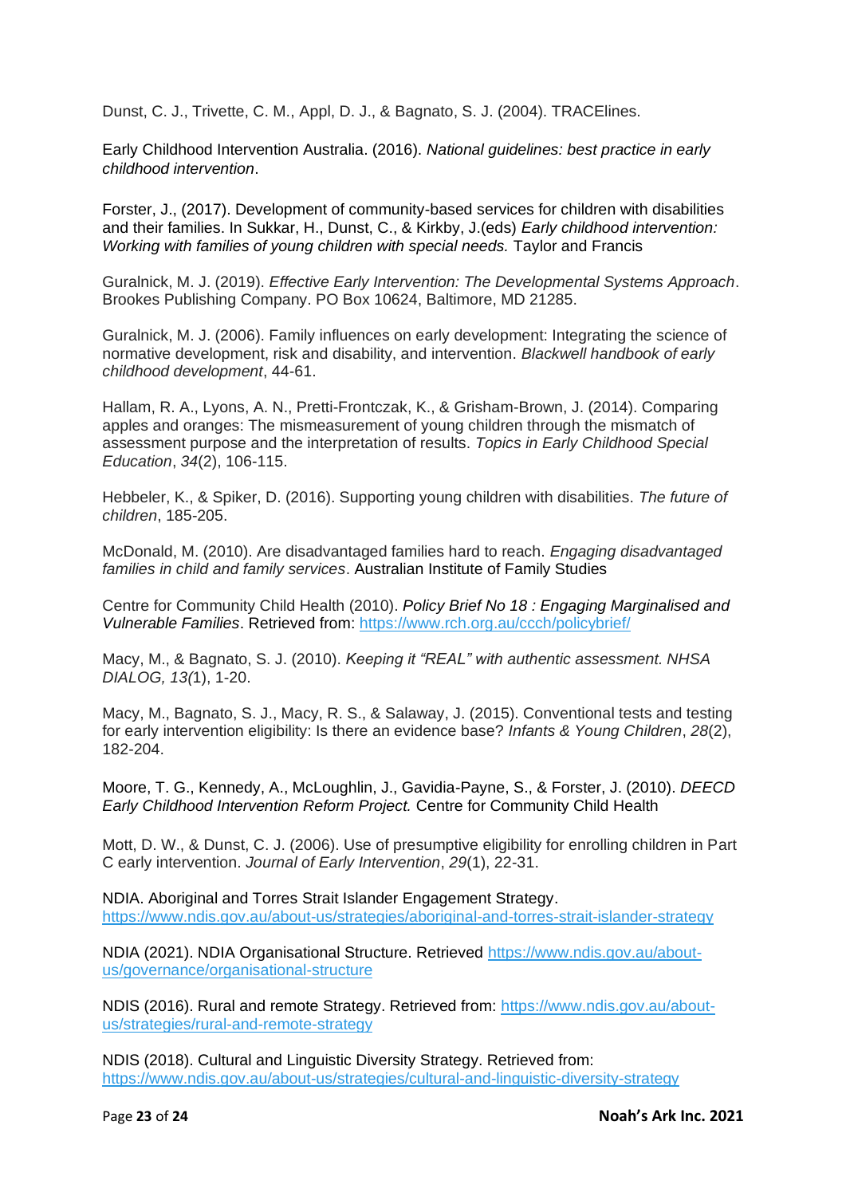Dunst, C. J., Trivette, C. M., Appl, D. J., & Bagnato, S. J. (2004). TRACElines.

Early Childhood Intervention Australia. (2016). *National guidelines: best practice in early childhood intervention*.

Forster, J., (2017). Development of community-based services for children with disabilities and their families. In Sukkar, H., Dunst, C., & Kirkby, J.(eds) *Early childhood intervention: Working with families of young children with special needs.* Taylor and Francis

Guralnick, M. J. (2019). *Effective Early Intervention: The Developmental Systems Approach*. Brookes Publishing Company. PO Box 10624, Baltimore, MD 21285.

Guralnick, M. J. (2006). Family influences on early development: Integrating the science of normative development, risk and disability, and intervention. *Blackwell handbook of early childhood development*, 44-61.

Hallam, R. A., Lyons, A. N., Pretti-Frontczak, K., & Grisham-Brown, J. (2014). Comparing apples and oranges: The mismeasurement of young children through the mismatch of assessment purpose and the interpretation of results. *Topics in Early Childhood Special Education*, *34*(2), 106-115.

Hebbeler, K., & Spiker, D. (2016). Supporting young children with disabilities. *The future of children*, 185-205.

McDonald, M. (2010). Are disadvantaged families hard to reach. *Engaging disadvantaged families in child and family services*. Australian Institute of Family Studies

Centre for Community Child Health (2010). *Policy Brief No 18 : Engaging Marginalised and Vulnerable Families*. Retrieved from: https://www.rch.org.au/ccch/policybrief/

Macy, M., & Bagnato, S. J. (2010). *Keeping it "REAL" with authentic assessment. NHSA DIALOG, 13(*1), 1-20.

Macy, M., Bagnato, S. J., Macy, R. S., & Salaway, J. (2015). Conventional tests and testing for early intervention eligibility: Is there an evidence base? *Infants & Young Children*, *28*(2), 182-204.

Moore, T. G., Kennedy, A., McLoughlin, J., Gavidia-Payne, S., & Forster, J. (2010). *DEECD Early Childhood Intervention Reform Project.* Centre for Community Child Health

Mott, D. W., & Dunst, C. J. (2006). Use of presumptive eligibility for enrolling children in Part C early intervention. *Journal of Early Intervention*, *29*(1), 22-31.

NDIA. Aboriginal and Torres Strait Islander Engagement Strategy. https://www.ndis.gov.au/about-us/strategies/aboriginal-and-torres-strait-islander-strategy

NDIA (2021). NDIA Organisational Structure. Retrieved https://www.ndis.gov.au/about-us/governance/organisational-structure

NDIS (2016). Rural and remote Strategy. Retrieved from: https://www.ndis.gov.au/about-us/strategies/rural-and-remote-strategy

NDIS (2018). Cultural and Linguistic Diversity Strategy. Retrieved from: https://www.ndis.gov.au/about-us/strategies/cultural-and-linguistic-diversity-strategy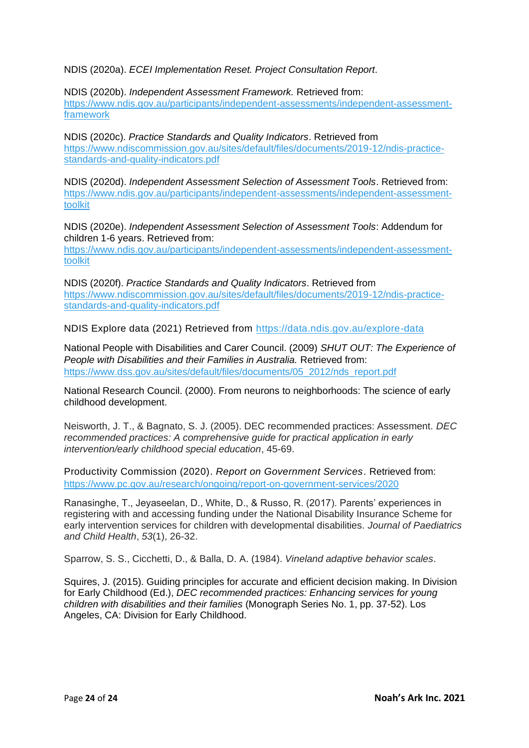NDIS (2020a). *ECEI Implementation Reset. Project Consultation Report*.

NDIS (2020b). *Independent Assessment Framework.* Retrieved from: https://www.ndis.gov.au/participants/independent-assessments/independent-assessment-framework

NDIS (2020c). *Practice Standards and Quality Indicators*. Retrieved from https://www.ndiscommission.gov.au/sites/default/files/documents/2019-12/ndis-practice-standards-and-quality-indicators.pdf

NDIS (2020d). *Independent Assessment Selection of Assessment Tools*. Retrieved from: https://www.ndis.gov.au/participants/independent-assessments/independent-assessment-toolkit

NDIS (2020e). *Independent Assessment Selection of Assessment Tools*: Addendum for children 1-6 years. Retrieved from: https://www.ndis.gov.au/participants/independent-assessments/independent-assessment-toolkit

NDIS (2020f). *Practice Standards and Quality Indicators*. Retrieved from https://www.ndiscommission.gov.au/sites/default/files/documents/2019-12/ndis-practice-standards-and-quality-indicators.pdf

NDIS Explore data (2021) Retrieved from https://data.ndis.gov.au/explore-data

National People with Disabilities and Carer Council. (2009) *SHUT OUT: The Experience of People with Disabilities and their Families in Australia.* Retrieved from: https://www.dss.gov.au/sites/default/files/documents/05_2012/nds_report.pdf

National Research Council. (2000). From neurons to neighborhoods: The science of early childhood development.

Neisworth, J. T., & Bagnato, S. J. (2005). DEC recommended practices: Assessment. *DEC recommended practices: A comprehensive guide for practical application in early intervention/early childhood special education*, 45-69.

Productivity Commission (2020). *Report on Government Services*. Retrieved from: https://www.pc.gov.au/research/ongoing/report-on-government-services/2020

Ranasinghe, T., Jeyaseelan, D., White, D., & Russo, R. (2017). Parents' experiences in registering with and accessing funding under the National Disability Insurance Scheme for early intervention services for children with developmental disabilities. *Journal of Paediatrics and Child Health*, *53*(1), 26-32.

Sparrow, S. S., Cicchetti, D., & Balla, D. A. (1984). *Vineland adaptive behavior scales*.

Squires, J. (2015). Guiding principles for accurate and efficient decision making. In Division for Early Childhood (Ed.), *DEC recommended practices: Enhancing services for young children with disabilities and their families* (Monograph Series No. 1, pp. 37-52). Los Angeles, CA: Division for Early Childhood.